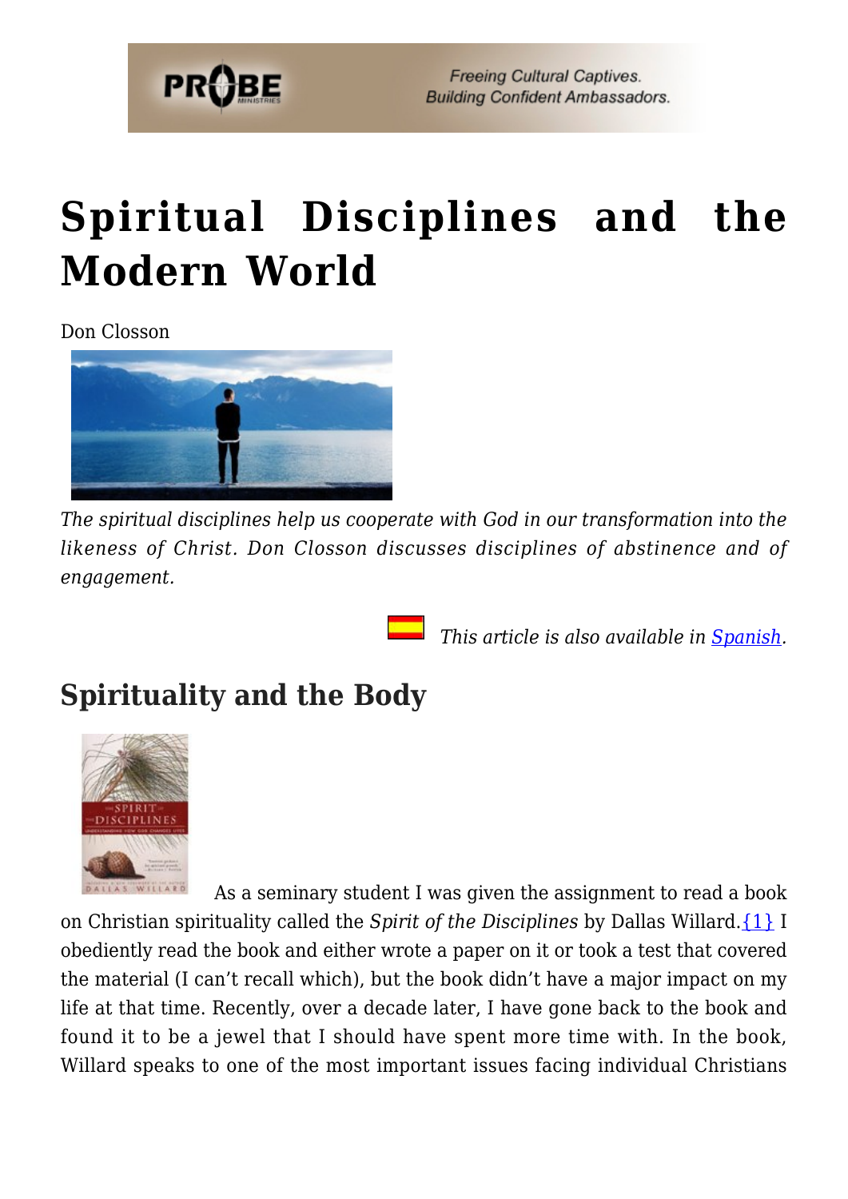# Spiritual Disciplines and the Modern World

Don Closson

*The spiritual disciplines help us cooperate with God in our transformation into the likeness of Christ. Don Closson discusses disciplines of abstinence and of engagement.*

*This article is also available in [Spanish](Spanish).*

## Spirituality and the Body

As a seminary student I was given the assignment to read a book on Christian spirituality called the *Spirit of the Disciplines* by Dallas Willard.{1} I obediently read the book and either wrote a paper on it or took a test that covered the material (I can't recall which), but the book didn't have a major impact on my life at that time. Recently, over a decade later, I have gone back to the book and found it to be a jewel that I should have spent more time with. In the book, Willard speaks to one of the most important issues facing individual Christians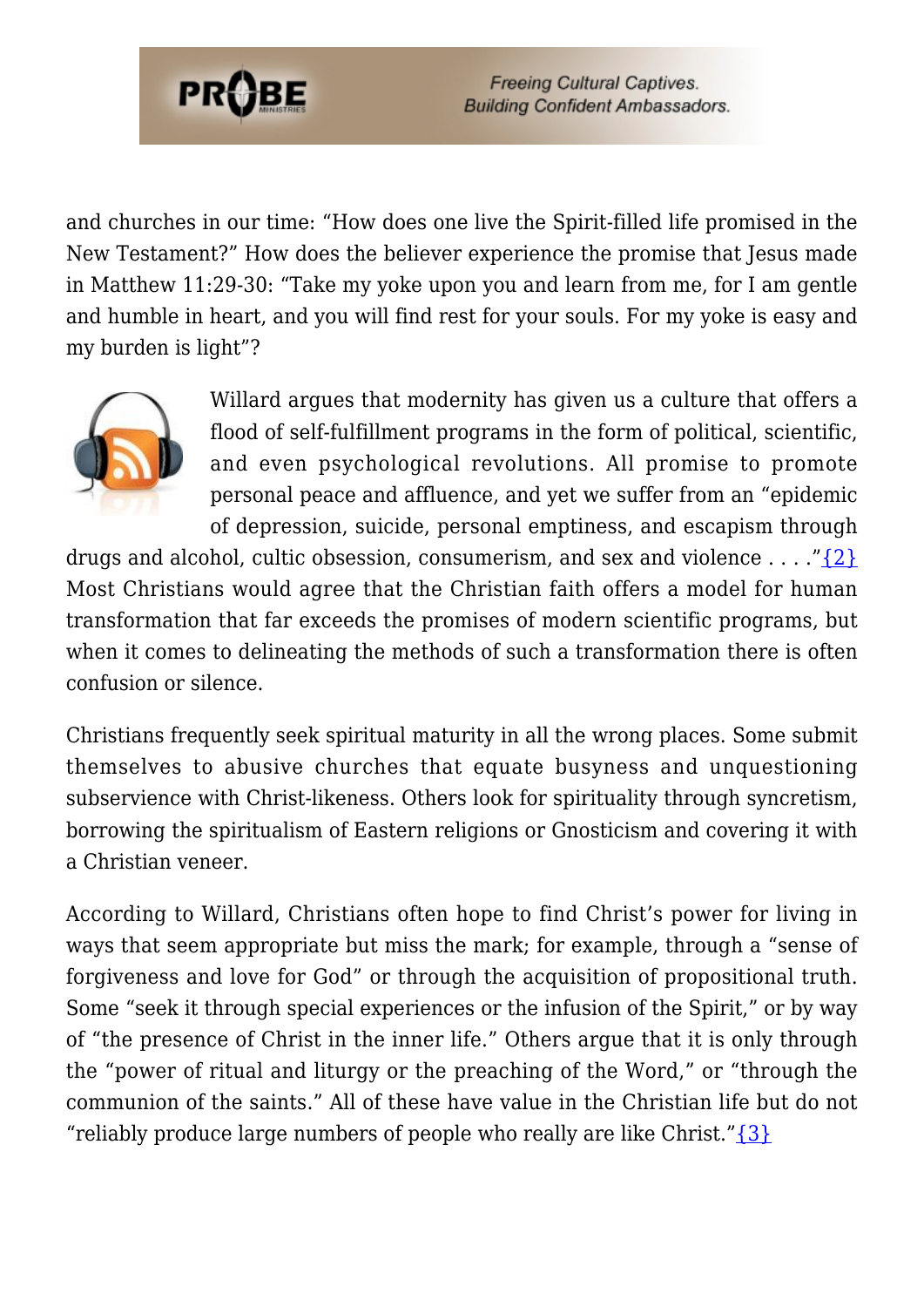and churches in our time: "How does one live the Spirit-filled life promised in the New Testament?" How does the believer experience the promise that Jesus made in Matthew 11:29-30: "Take my yoke upon you and learn from me, for I am gentle and humble in heart, and you will find rest for your souls. For my yoke is easy and my burden is light"?

Willard argues that modernity has given us a culture that offers a flood of self-fulfillment programs in the form of political, scientific, and even psychological revolutions. All promise to promote personal peace and affluence, and yet we suffer from an "epidemic of depression, suicide, personal emptiness, and escapism through drugs and alcohol, cultic obsession, consumerism, and sex and violence . . . ."{2} Most Christians would agree that the Christian faith offers a model for human transformation that far exceeds the promises of modern scientific programs, but when it comes to delineating the methods of such a transformation there is often confusion or silence.

Christians frequently seek spiritual maturity in all the wrong places. Some submit themselves to abusive churches that equate busyness and unquestioning subservience with Christ-likeness. Others look for spirituality through syncretism, borrowing the spiritualism of Eastern religions or Gnosticism and covering it with a Christian veneer.

According to Willard, Christians often hope to find Christ's power for living in ways that seem appropriate but miss the mark; for example, through a "sense of forgiveness and love for God" or through the acquisition of propositional truth. Some "seek it through special experiences or the infusion of the Spirit," or by way of "the presence of Christ in the inner life." Others argue that it is only through the "power of ritual and liturgy or the preaching of the Word," or "through the communion of the saints." All of these have value in the Christian life but do not "reliably produce large numbers of people who really are like Christ."{3}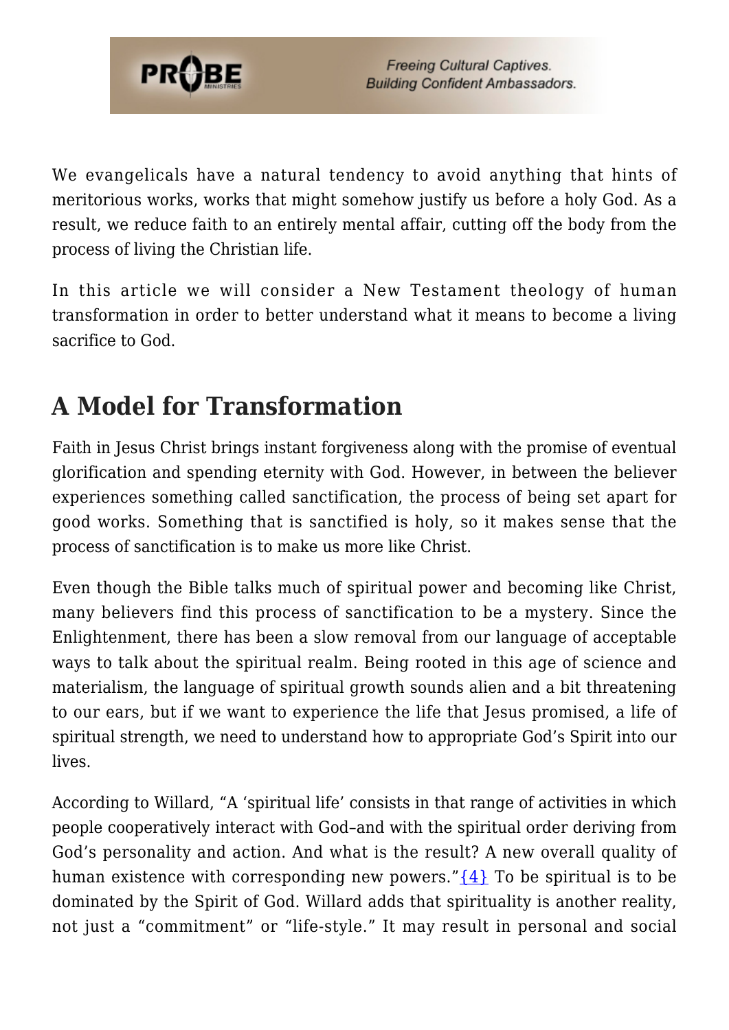We evangelicals have a natural tendency to avoid anything that hints of meritorious works, works that might somehow justify us before a holy God. As a result, we reduce faith to an entirely mental affair, cutting off the body from the process of living the Christian life.

In this article we will consider a New Testament theology of human transformation in order to better understand what it means to become a living sacrifice to God.

## A Model for Transformation

Faith in Jesus Christ brings instant forgiveness along with the promise of eventual glorification and spending eternity with God. However, in between the believer experiences something called sanctification, the process of being set apart for good works. Something that is sanctified is holy, so it makes sense that the process of sanctification is to make us more like Christ.

Even though the Bible talks much of spiritual power and becoming like Christ, many believers find this process of sanctification to be a mystery. Since the Enlightenment, there has been a slow removal from our language of acceptable ways to talk about the spiritual realm. Being rooted in this age of science and materialism, the language of spiritual growth sounds alien and a bit threatening to our ears, but if we want to experience the life that Jesus promised, a life of spiritual strength, we need to understand how to appropriate God's Spirit into our lives.

According to Willard, "A 'spiritual life' consists in that range of activities in which people cooperatively interact with God–and with the spiritual order deriving from God's personality and action. And what is the result? A new overall quality of human existence with corresponding new powers."{4} To be spiritual is to be dominated by the Spirit of God. Willard adds that spirituality is another reality, not just a "commitment" or "life-style." It may result in personal and social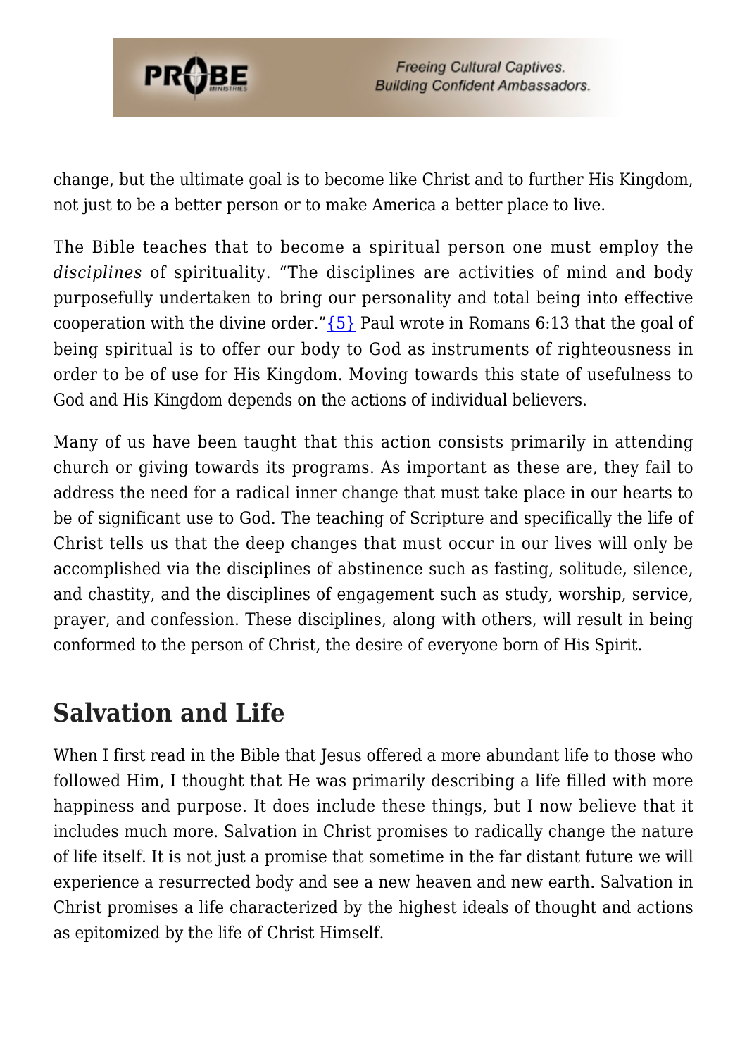change, but the ultimate goal is to become like Christ and to further His Kingdom, not just to be a better person or to make America a better place to live.

The Bible teaches that to become a spiritual person one must employ the *disciplines* of spirituality. "The disciplines are activities of mind and body purposefully undertaken to bring our personality and total being into effective cooperation with the divine order."{5} Paul wrote in Romans 6:13 that the goal of being spiritual is to offer our body to God as instruments of righteousness in order to be of use for His Kingdom. Moving towards this state of usefulness to God and His Kingdom depends on the actions of individual believers.

Many of us have been taught that this action consists primarily in attending church or giving towards its programs. As important as these are, they fail to address the need for a radical inner change that must take place in our hearts to be of significant use to God. The teaching of Scripture and specifically the life of Christ tells us that the deep changes that must occur in our lives will only be accomplished via the disciplines of abstinence such as fasting, solitude, silence, and chastity, and the disciplines of engagement such as study, worship, service, prayer, and confession. These disciplines, along with others, will result in being conformed to the person of Christ, the desire of everyone born of His Spirit.

## Salvation and Life

When I first read in the Bible that Jesus offered a more abundant life to those who followed Him, I thought that He was primarily describing a life filled with more happiness and purpose. It does include these things, but I now believe that it includes much more. Salvation in Christ promises to radically change the nature of life itself. It is not just a promise that sometime in the far distant future we will experience a resurrected body and see a new heaven and new earth. Salvation in Christ promises a life characterized by the highest ideals of thought and actions as epitomized by the life of Christ Himself.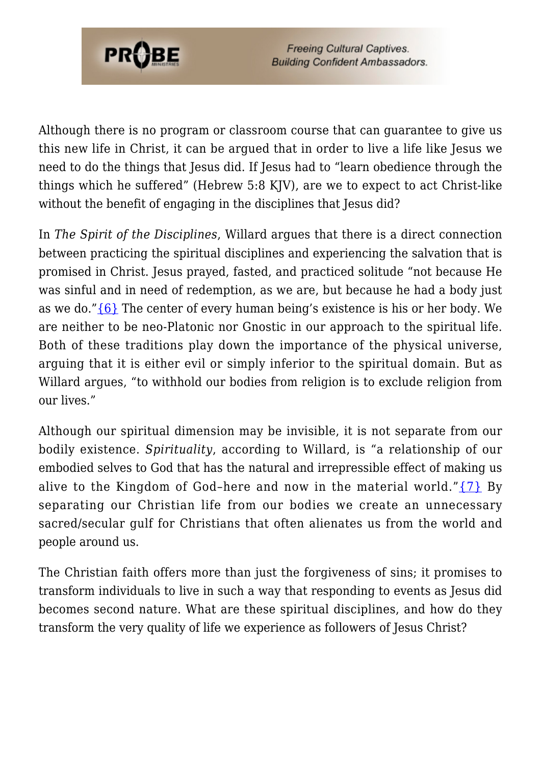Although there is no program or classroom course that can guarantee to give us this new life in Christ, it can be argued that in order to live a life like Jesus we need to do the things that Jesus did. If Jesus had to "learn obedience through the things which he suffered" (Hebrew 5:8 KJV), are we to expect to act Christ-like without the benefit of engaging in the disciplines that Jesus did?

In *The Spirit of the Disciplines*, Willard argues that there is a direct connection between practicing the spiritual disciplines and experiencing the salvation that is promised in Christ. Jesus prayed, fasted, and practiced solitude "not because He was sinful and in need of redemption, as we are, but because he had a body just as we do."{6} The center of every human being's existence is his or her body. We are neither to be neo-Platonic nor Gnostic in our approach to the spiritual life. Both of these traditions play down the importance of the physical universe, arguing that it is either evil or simply inferior to the spiritual domain. But as Willard argues, "to withhold our bodies from religion is to exclude religion from our lives."

Although our spiritual dimension may be invisible, it is not separate from our bodily existence. *Spirituality*, according to Willard, is "a relationship of our embodied selves to God that has the natural and irrepressible effect of making us alive to the Kingdom of God–here and now in the material world."{7} By separating our Christian life from our bodies we create an unnecessary sacred/secular gulf for Christians that often alienates us from the world and people around us.

The Christian faith offers more than just the forgiveness of sins; it promises to transform individuals to live in such a way that responding to events as Jesus did becomes second nature. What are these spiritual disciplines, and how do they transform the very quality of life we experience as followers of Jesus Christ?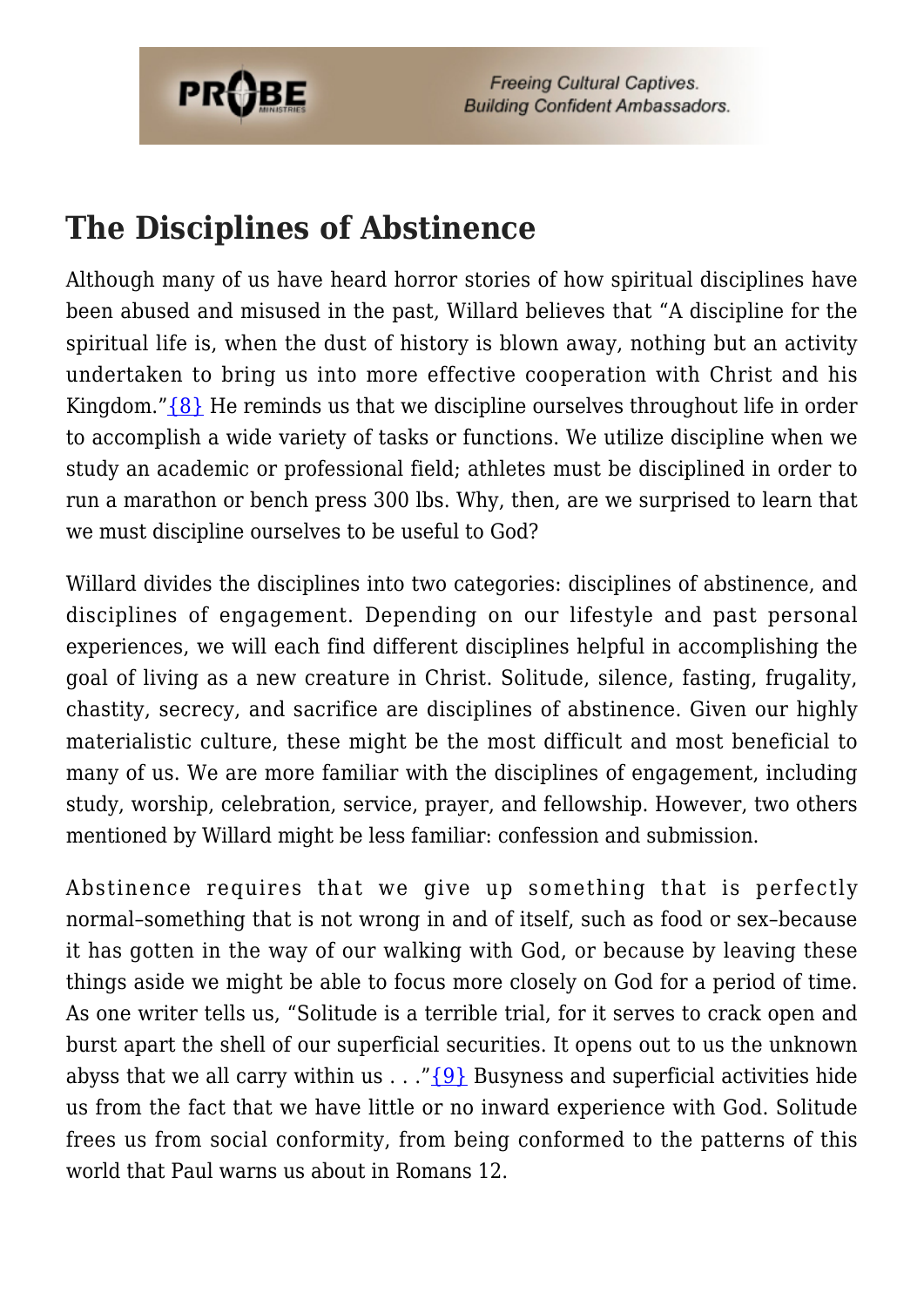## The Disciplines of Abstinence

Although many of us have heard horror stories of how spiritual disciplines have been abused and misused in the past, Willard believes that "A discipline for the spiritual life is, when the dust of history is blown away, nothing but an activity undertaken to bring us into more effective cooperation with Christ and his Kingdom."{8} He reminds us that we discipline ourselves throughout life in order to accomplish a wide variety of tasks or functions. We utilize discipline when we study an academic or professional field; athletes must be disciplined in order to run a marathon or bench press 300 lbs. Why, then, are we surprised to learn that we must discipline ourselves to be useful to God?

Willard divides the disciplines into two categories: disciplines of abstinence, and disciplines of engagement. Depending on our lifestyle and past personal experiences, we will each find different disciplines helpful in accomplishing the goal of living as a new creature in Christ. Solitude, silence, fasting, frugality, chastity, secrecy, and sacrifice are disciplines of abstinence. Given our highly materialistic culture, these might be the most difficult and most beneficial to many of us. We are more familiar with the disciplines of engagement, including study, worship, celebration, service, prayer, and fellowship. However, two others mentioned by Willard might be less familiar: confession and submission.

Abstinence requires that we give up something that is perfectly normal–something that is not wrong in and of itself, such as food or sex–because it has gotten in the way of our walking with God, or because by leaving these things aside we might be able to focus more closely on God for a period of time. As one writer tells us, "Solitude is a terrible trial, for it serves to crack open and burst apart the shell of our superficial securities. It opens out to us the unknown abyss that we all carry within us . . ."{9} Busyness and superficial activities hide us from the fact that we have little or no inward experience with God. Solitude frees us from social conformity, from being conformed to the patterns of this world that Paul warns us about in Romans 12.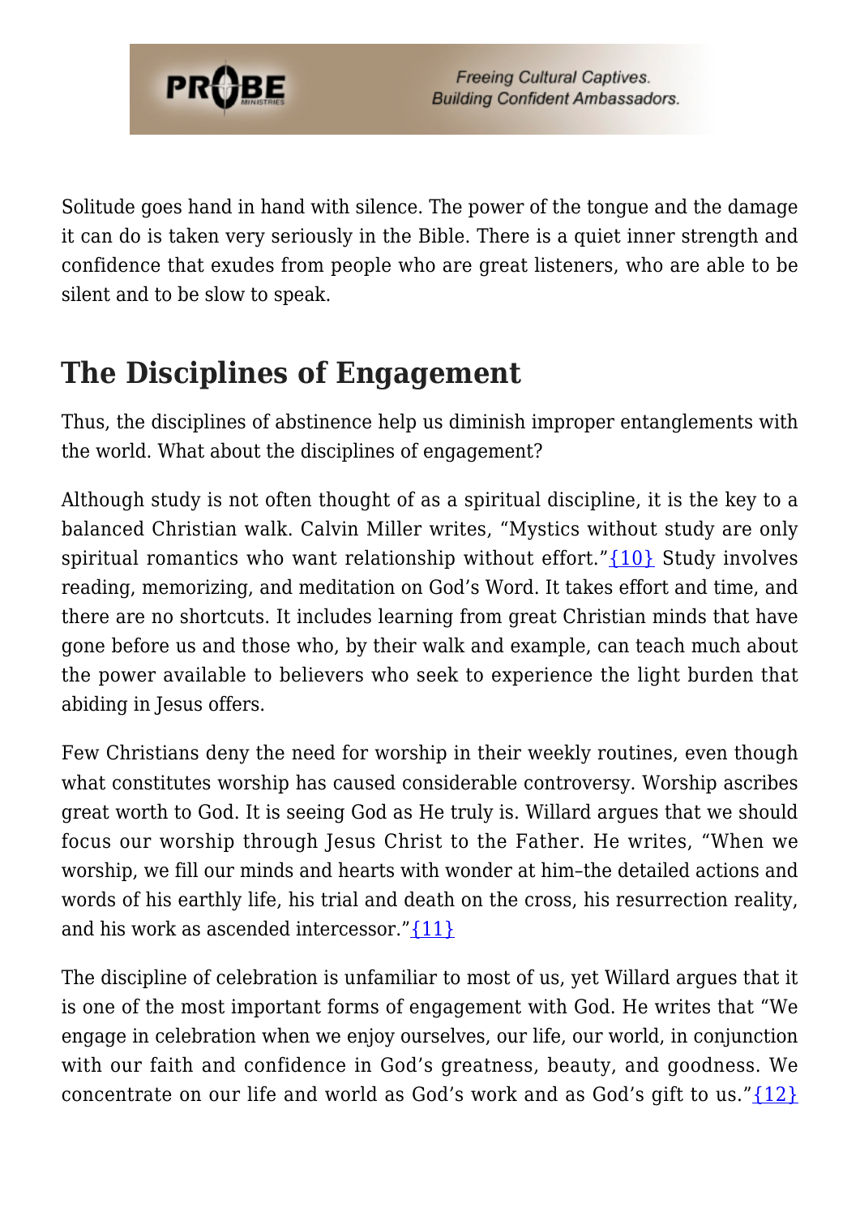Solitude goes hand in hand with silence. The power of the tongue and the damage it can do is taken very seriously in the Bible. There is a quiet inner strength and confidence that exudes from people who are great listeners, who are able to be silent and to be slow to speak.

## The Disciplines of Engagement

Thus, the disciplines of abstinence help us diminish improper entanglements with the world. What about the disciplines of engagement?

Although study is not often thought of as a spiritual discipline, it is the key to a balanced Christian walk. Calvin Miller writes, "Mystics without study are only spiritual romantics who want relationship without effort."{10} Study involves reading, memorizing, and meditation on God's Word. It takes effort and time, and there are no shortcuts. It includes learning from great Christian minds that have gone before us and those who, by their walk and example, can teach much about the power available to believers who seek to experience the light burden that abiding in Jesus offers.

Few Christians deny the need for worship in their weekly routines, even though what constitutes worship has caused considerable controversy. Worship ascribes great worth to God. It is seeing God as He truly is. Willard argues that we should focus our worship through Jesus Christ to the Father. He writes, "When we worship, we fill our minds and hearts with wonder at him–the detailed actions and words of his earthly life, his trial and death on the cross, his resurrection reality, and his work as ascended intercessor."{11}

The discipline of celebration is unfamiliar to most of us, yet Willard argues that it is one of the most important forms of engagement with God. He writes that "We engage in celebration when we enjoy ourselves, our life, our world, in conjunction with our faith and confidence in God's greatness, beauty, and goodness. We concentrate on our life and world as God's work and as God's gift to us."{12}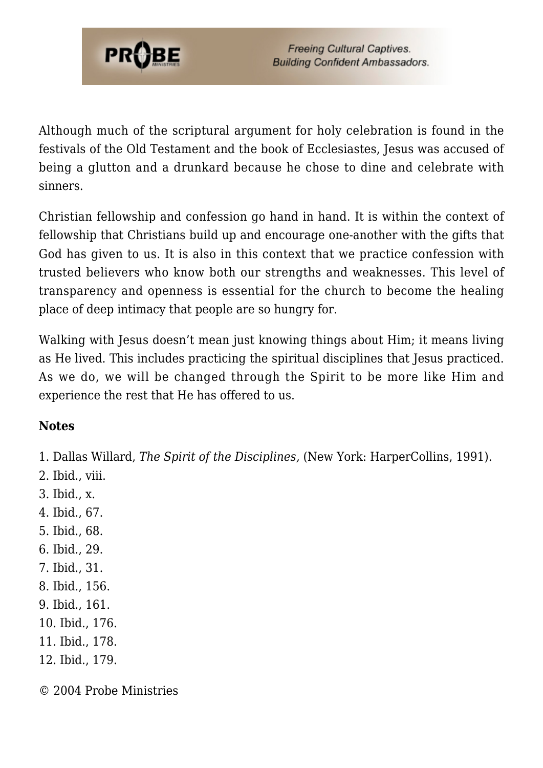Although much of the scriptural argument for holy celebration is found in the festivals of the Old Testament and the book of Ecclesiastes, Jesus was accused of being a glutton and a drunkard because he chose to dine and celebrate with sinners.

Christian fellowship and confession go hand in hand. It is within the context of fellowship that Christians build up and encourage one-another with the gifts that God has given to us. It is also in this context that we practice confession with trusted believers who know both our strengths and weaknesses. This level of transparency and openness is essential for the church to become the healing place of deep intimacy that people are so hungry for.

Walking with Jesus doesn't mean just knowing things about Him; it means living as He lived. This includes practicing the spiritual disciplines that Jesus practiced. As we do, we will be changed through the Spirit to be more like Him and experience the rest that He has offered to us.

**Notes**

1. Dallas Willard, *The Spirit of the Disciplines,* (New York: HarperCollins, 1991).
2. Ibid., viii.
3. Ibid., x.
4. Ibid., 67.
5. Ibid., 68.
6. Ibid., 29.
7. Ibid., 31.
8. Ibid., 156.
9. Ibid., 161.
10. Ibid., 176.
11. Ibid., 178.
12. Ibid., 179.

© 2004 Probe Ministries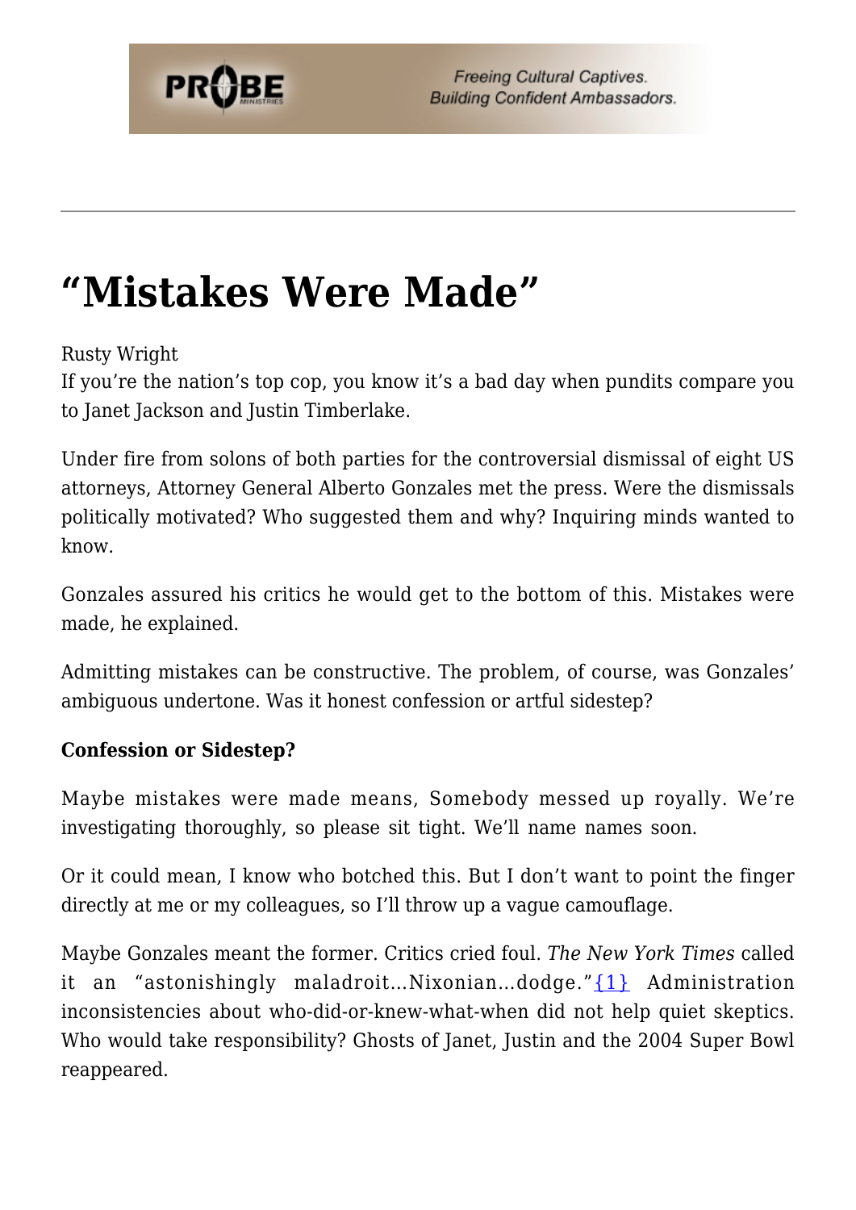# "Mistakes Were Made"

Rusty Wright

If you're the nation's top cop, you know it's a bad day when pundits compare you to Janet Jackson and Justin Timberlake.

Under fire from solons of both parties for the controversial dismissal of eight US attorneys, Attorney General Alberto Gonzales met the press. Were the dismissals politically motivated? Who suggested them and why? Inquiring minds wanted to know.

Gonzales assured his critics he would get to the bottom of this. Mistakes were made, he explained.

Admitting mistakes can be constructive. The problem, of course, was Gonzales' ambiguous undertone. Was it honest confession or artful sidestep?

**Confession or Sidestep?**

Maybe mistakes were made means, Somebody messed up royally. We're investigating thoroughly, so please sit tight. We'll name names soon.

Or it could mean, I know who botched this. But I don't want to point the finger directly at me or my colleagues, so I'll throw up a vague camouflage.

Maybe Gonzales meant the former. Critics cried foul. *The New York Times* called it an "astonishingly maladroit…Nixonian…dodge."{1} Administration inconsistencies about who-did-or-knew-what-when did not help quiet skeptics. Who would take responsibility? Ghosts of Janet, Justin and the 2004 Super Bowl reappeared.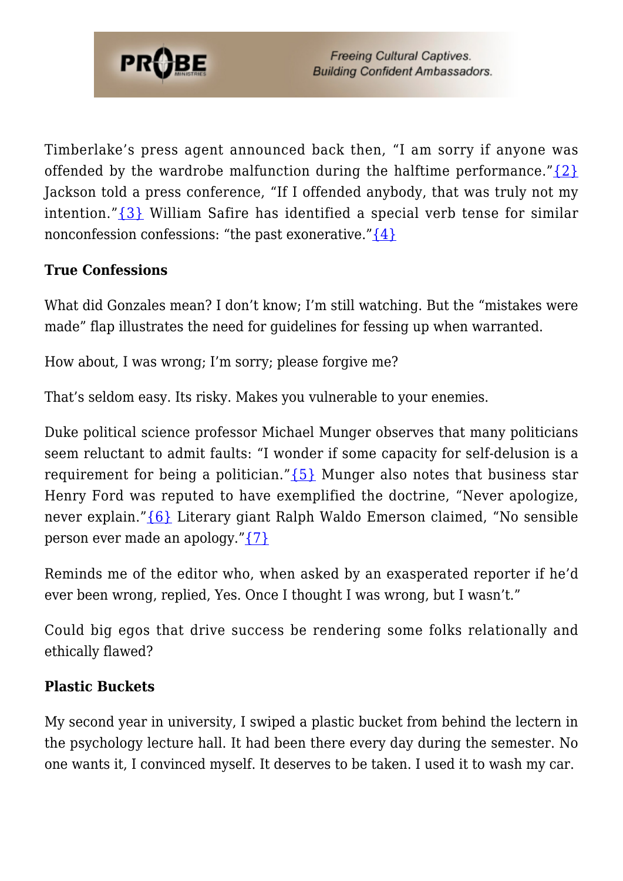Timberlake's press agent announced back then, "I am sorry if anyone was offended by the wardrobe malfunction during the halftime performance."{2} Jackson told a press conference, "If I offended anybody, that was truly not my intention."{3} William Safire has identified a special verb tense for similar nonconfession confessions: "the past exonerative."{4}

**True Confessions**

What did Gonzales mean? I don't know; I'm still watching. But the "mistakes were made" flap illustrates the need for guidelines for fessing up when warranted.

How about, I was wrong; I'm sorry; please forgive me?

That's seldom easy. Its risky. Makes you vulnerable to your enemies.

Duke political science professor Michael Munger observes that many politicians seem reluctant to admit faults: "I wonder if some capacity for self-delusion is a requirement for being a politician."{5} Munger also notes that business star Henry Ford was reputed to have exemplified the doctrine, "Never apologize, never explain."{6} Literary giant Ralph Waldo Emerson claimed, "No sensible person ever made an apology."{7}

Reminds me of the editor who, when asked by an exasperated reporter if he'd ever been wrong, replied, Yes. Once I thought I was wrong, but I wasn't."

Could big egos that drive success be rendering some folks relationally and ethically flawed?

**Plastic Buckets**

My second year in university, I swiped a plastic bucket from behind the lectern in the psychology lecture hall. It had been there every day during the semester. No one wants it, I convinced myself. It deserves to be taken. I used it to wash my car.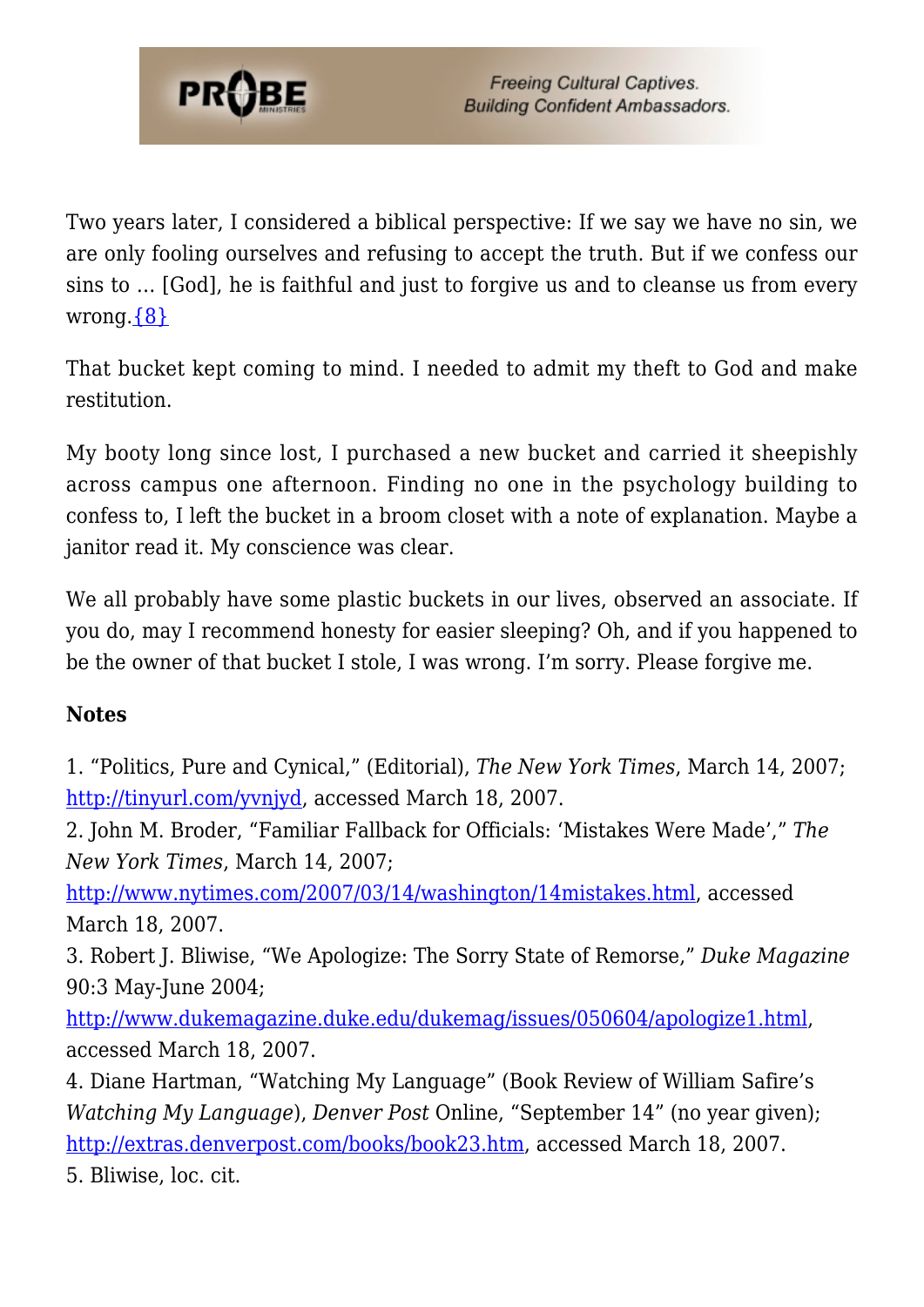Two years later, I considered a biblical perspective: If we say we have no sin, we are only fooling ourselves and refusing to accept the truth. But if we confess our sins to … [God], he is faithful and just to forgive us and to cleanse us from every wrong.{8}

That bucket kept coming to mind. I needed to admit my theft to God and make restitution.

My booty long since lost, I purchased a new bucket and carried it sheepishly across campus one afternoon. Finding no one in the psychology building to confess to, I left the bucket in a broom closet with a note of explanation. Maybe a janitor read it. My conscience was clear.

We all probably have some plastic buckets in our lives, observed an associate. If you do, may I recommend honesty for easier sleeping? Oh, and if you happened to be the owner of that bucket I stole, I was wrong. I'm sorry. Please forgive me.

**Notes**

1. "Politics, Pure and Cynical," (Editorial), *The New York Times*, March 14, 2007; http://tinyurl.com/yvnjyd, accessed March 18, 2007.
2. John M. Broder, "Familiar Fallback for Officials: 'Mistakes Were Made'," *The New York Times*, March 14, 2007; http://www.nytimes.com/2007/03/14/washington/14mistakes.html, accessed March 18, 2007.
3. Robert J. Bliwise, "We Apologize: The Sorry State of Remorse," *Duke Magazine* 90:3 May-June 2004; http://www.dukemagazine.duke.edu/dukemag/issues/050604/apologize1.html, accessed March 18, 2007.
4. Diane Hartman, "Watching My Language" (Book Review of William Safire's *Watching My Language*), *Denver Post* Online, "September 14" (no year given); http://extras.denverpost.com/books/book23.htm, accessed March 18, 2007.
5. Bliwise, loc. cit.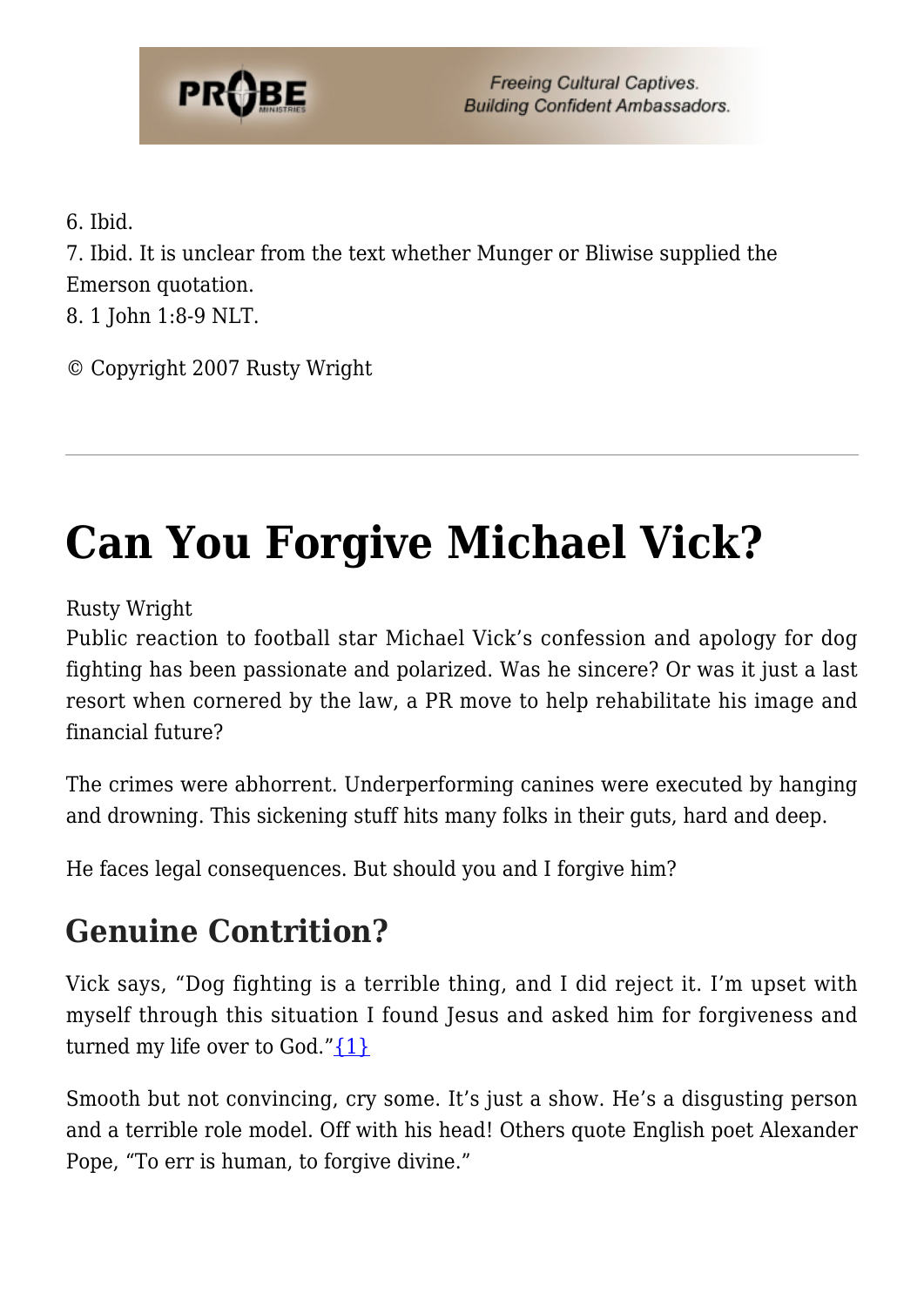6. Ibid.
7. Ibid. It is unclear from the text whether Munger or Bliwise supplied the Emerson quotation.
8. 1 John 1:8-9 NLT.

© Copyright 2007 Rusty Wright

---

# Can You Forgive Michael Vick?

Rusty Wright

Public reaction to football star Michael Vick's confession and apology for dog fighting has been passionate and polarized. Was he sincere? Or was it just a last resort when cornered by the law, a PR move to help rehabilitate his image and financial future?

The crimes were abhorrent. Underperforming canines were executed by hanging and drowning. This sickening stuff hits many folks in their guts, hard and deep.

He faces legal consequences. But should you and I forgive him?

## Genuine Contrition?

Vick says, "Dog fighting is a terrible thing, and I did reject it. I'm upset with myself through this situation I found Jesus and asked him for forgiveness and turned my life over to God."{1}

Smooth but not convincing, cry some. It's just a show. He's a disgusting person and a terrible role model. Off with his head! Others quote English poet Alexander Pope, "To err is human, to forgive divine."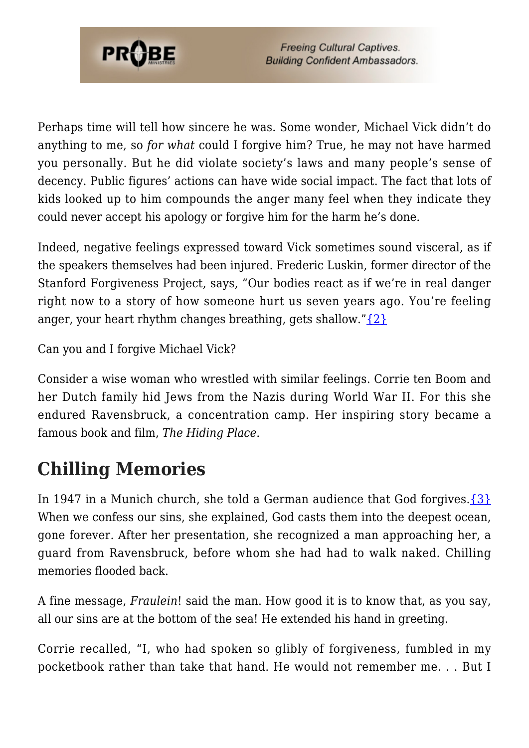Perhaps time will tell how sincere he was. Some wonder, Michael Vick didn't do anything to me, so *for what* could I forgive him? True, he may not have harmed you personally. But he did violate society's laws and many people's sense of decency. Public figures' actions can have wide social impact. The fact that lots of kids looked up to him compounds the anger many feel when they indicate they could never accept his apology or forgive him for the harm he's done.

Indeed, negative feelings expressed toward Vick sometimes sound visceral, as if the speakers themselves had been injured. Frederic Luskin, former director of the Stanford Forgiveness Project, says, "Our bodies react as if we're in real danger right now to a story of how someone hurt us seven years ago. You're feeling anger, your heart rhythm changes breathing, gets shallow."{2}

Can you and I forgive Michael Vick?

Consider a wise woman who wrestled with similar feelings. Corrie ten Boom and her Dutch family hid Jews from the Nazis during World War II. For this she endured Ravensbruck, a concentration camp. Her inspiring story became a famous book and film, *The Hiding Place*.

## Chilling Memories

In 1947 in a Munich church, she told a German audience that God forgives.{3} When we confess our sins, she explained, God casts them into the deepest ocean, gone forever. After her presentation, she recognized a man approaching her, a guard from Ravensbruck, before whom she had had to walk naked. Chilling memories flooded back.

A fine message, *Fraulein*! said the man. How good it is to know that, as you say, all our sins are at the bottom of the sea! He extended his hand in greeting.

Corrie recalled, "I, who had spoken so glibly of forgiveness, fumbled in my pocketbook rather than take that hand. He would not remember me. . . But I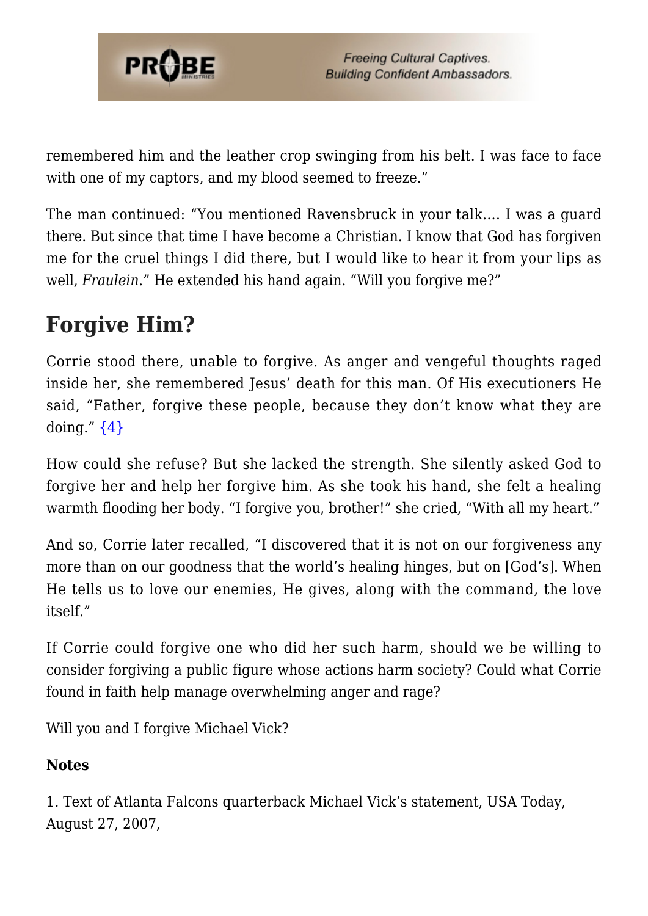remembered him and the leather crop swinging from his belt. I was face to face with one of my captors, and my blood seemed to freeze."

The man continued: "You mentioned Ravensbruck in your talk.... I was a guard there. But since that time I have become a Christian. I know that God has forgiven me for the cruel things I did there, but I would like to hear it from your lips as well, *Fraulein*." He extended his hand again. "Will you forgive me?"

## Forgive Him?

Corrie stood there, unable to forgive. As anger and vengeful thoughts raged inside her, she remembered Jesus' death for this man. Of His executioners He said, "Father, forgive these people, because they don't know what they are doing." {4}

How could she refuse? But she lacked the strength. She silently asked God to forgive her and help her forgive him. As she took his hand, she felt a healing warmth flooding her body. "I forgive you, brother!" she cried, "With all my heart."

And so, Corrie later recalled, "I discovered that it is not on our forgiveness any more than on our goodness that the world's healing hinges, but on [God's]. When He tells us to love our enemies, He gives, along with the command, the love itself."

If Corrie could forgive one who did her such harm, should we be willing to consider forgiving a public figure whose actions harm society? Could what Corrie found in faith help manage overwhelming anger and rage?

Will you and I forgive Michael Vick?

**Notes**

1. Text of Atlanta Falcons quarterback Michael Vick's statement, USA Today, August 27, 2007,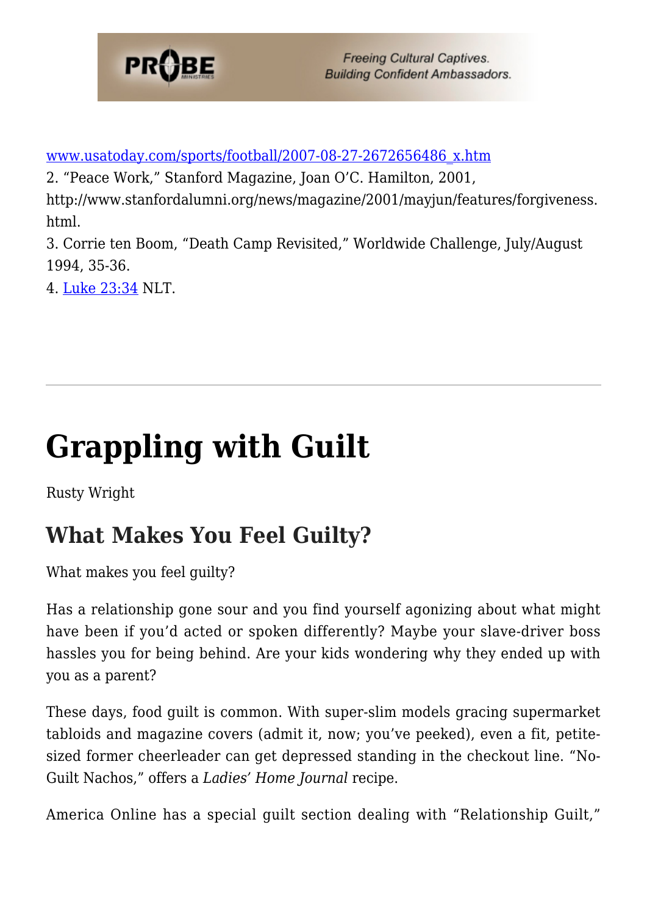www.usatoday.com/sports/football/2007-08-27-2672656486_x.htm
2. "Peace Work," Stanford Magazine, Joan O'C. Hamilton, 2001, http://www.stanfordalumni.org/news/magazine/2001/mayjun/features/forgiveness.html.
3. Corrie ten Boom, "Death Camp Revisited," Worldwide Challenge, July/August 1994, 35-36.
4. Luke 23:34 NLT.

---

# Grappling with Guilt

Rusty Wright

## What Makes You Feel Guilty?

What makes you feel guilty?

Has a relationship gone sour and you find yourself agonizing about what might have been if you'd acted or spoken differently? Maybe your slave-driver boss hassles you for being behind. Are your kids wondering why they ended up with you as a parent?

These days, food guilt is common. With super-slim models gracing supermarket tabloids and magazine covers (admit it, now; you've peeked), even a fit, petite-sized former cheerleader can get depressed standing in the checkout line. "No-Guilt Nachos," offers a *Ladies' Home Journal* recipe.

America Online has a special guilt section dealing with "Relationship Guilt,"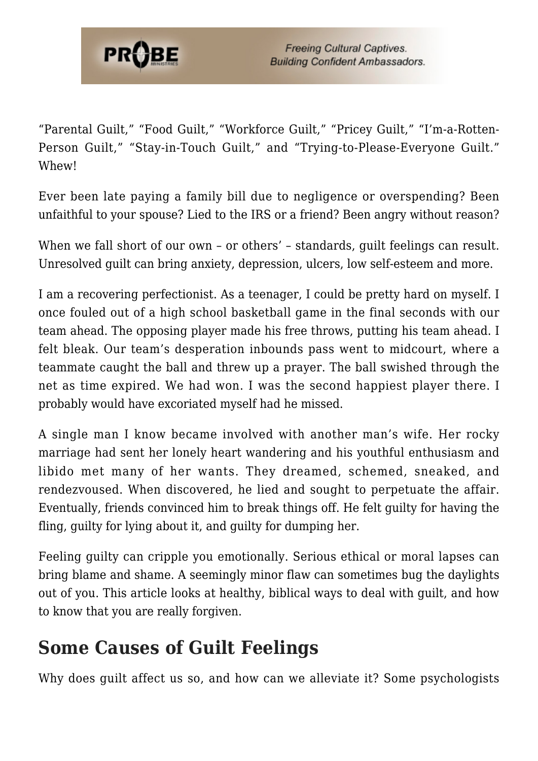"Parental Guilt," "Food Guilt," "Workforce Guilt," "Pricey Guilt," "I'm-a-Rotten-Person Guilt," "Stay-in-Touch Guilt," and "Trying-to-Please-Everyone Guilt." Whew!

Ever been late paying a family bill due to negligence or overspending? Been unfaithful to your spouse? Lied to the IRS or a friend? Been angry without reason?

When we fall short of our own – or others' – standards, guilt feelings can result. Unresolved guilt can bring anxiety, depression, ulcers, low self-esteem and more.

I am a recovering perfectionist. As a teenager, I could be pretty hard on myself. I once fouled out of a high school basketball game in the final seconds with our team ahead. The opposing player made his free throws, putting his team ahead. I felt bleak. Our team's desperation inbounds pass went to midcourt, where a teammate caught the ball and threw up a prayer. The ball swished through the net as time expired. We had won. I was the second happiest player there. I probably would have excoriated myself had he missed.

A single man I know became involved with another man's wife. Her rocky marriage had sent her lonely heart wandering and his youthful enthusiasm and libido met many of her wants. They dreamed, schemed, sneaked, and rendezvoused. When discovered, he lied and sought to perpetuate the affair. Eventually, friends convinced him to break things off. He felt guilty for having the fling, guilty for lying about it, and guilty for dumping her.

Feeling guilty can cripple you emotionally. Serious ethical or moral lapses can bring blame and shame. A seemingly minor flaw can sometimes bug the daylights out of you. This article looks at healthy, biblical ways to deal with guilt, and how to know that you are really forgiven.

## Some Causes of Guilt Feelings

Why does guilt affect us so, and how can we alleviate it? Some psychologists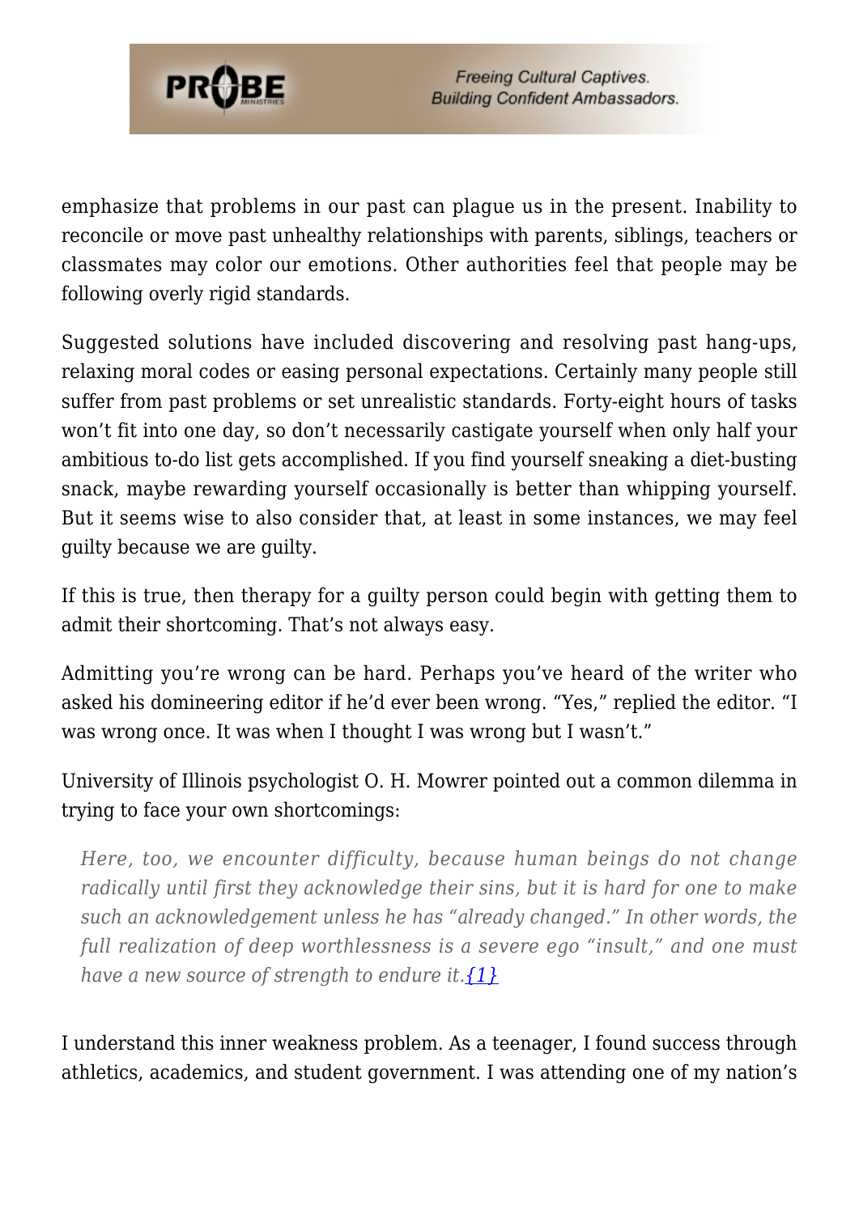emphasize that problems in our past can plague us in the present. Inability to reconcile or move past unhealthy relationships with parents, siblings, teachers or classmates may color our emotions. Other authorities feel that people may be following overly rigid standards.

Suggested solutions have included discovering and resolving past hang-ups, relaxing moral codes or easing personal expectations. Certainly many people still suffer from past problems or set unrealistic standards. Forty-eight hours of tasks won't fit into one day, so don't necessarily castigate yourself when only half your ambitious to-do list gets accomplished. If you find yourself sneaking a diet-busting snack, maybe rewarding yourself occasionally is better than whipping yourself. But it seems wise to also consider that, at least in some instances, we may feel guilty because we are guilty.

If this is true, then therapy for a guilty person could begin with getting them to admit their shortcoming. That's not always easy.

Admitting you're wrong can be hard. Perhaps you've heard of the writer who asked his domineering editor if he'd ever been wrong. "Yes," replied the editor. "I was wrong once. It was when I thought I was wrong but I wasn't."

University of Illinois psychologist O. H. Mowrer pointed out a common dilemma in trying to face your own shortcomings:

> *Here, too, we encounter difficulty, because human beings do not change radically until first they acknowledge their sins, but it is hard for one to make such an acknowledgement unless he has "already changed." In other words, the full realization of deep worthlessness is a severe ego "insult," and one must have a new source of strength to endure it.*{1}

I understand this inner weakness problem. As a teenager, I found success through athletics, academics, and student government. I was attending one of my nation's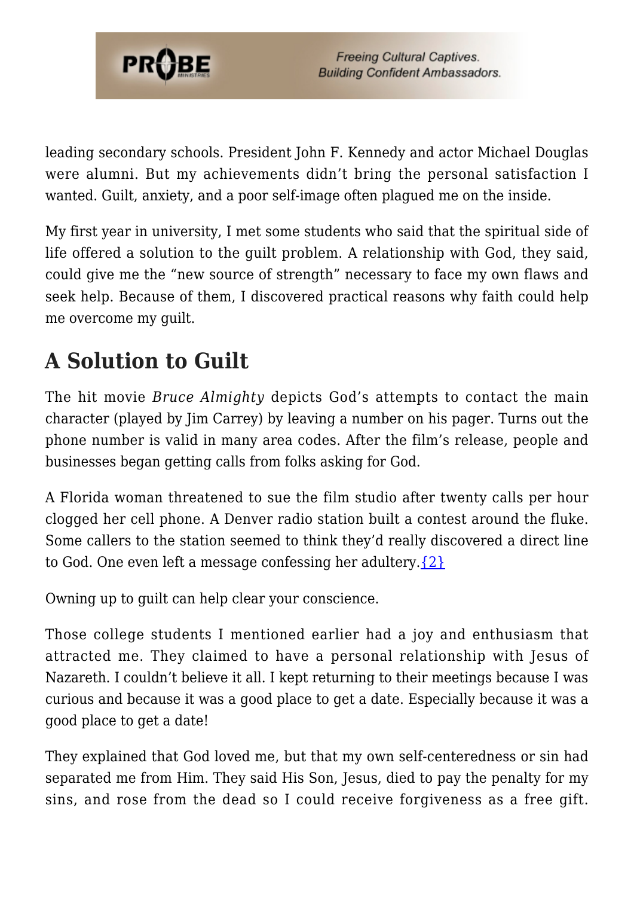leading secondary schools. President John F. Kennedy and actor Michael Douglas were alumni. But my achievements didn't bring the personal satisfaction I wanted. Guilt, anxiety, and a poor self-image often plagued me on the inside.

My first year in university, I met some students who said that the spiritual side of life offered a solution to the guilt problem. A relationship with God, they said, could give me the "new source of strength" necessary to face my own flaws and seek help. Because of them, I discovered practical reasons why faith could help me overcome my guilt.

## A Solution to Guilt

The hit movie *Bruce Almighty* depicts God's attempts to contact the main character (played by Jim Carrey) by leaving a number on his pager. Turns out the phone number is valid in many area codes. After the film's release, people and businesses began getting calls from folks asking for God.

A Florida woman threatened to sue the film studio after twenty calls per hour clogged her cell phone. A Denver radio station built a contest around the fluke. Some callers to the station seemed to think they'd really discovered a direct line to God. One even left a message confessing her adultery.{2}

Owning up to guilt can help clear your conscience.

Those college students I mentioned earlier had a joy and enthusiasm that attracted me. They claimed to have a personal relationship with Jesus of Nazareth. I couldn't believe it all. I kept returning to their meetings because I was curious and because it was a good place to get a date. Especially because it was a good place to get a date!

They explained that God loved me, but that my own self-centeredness or sin had separated me from Him. They said His Son, Jesus, died to pay the penalty for my sins, and rose from the dead so I could receive forgiveness as a free gift.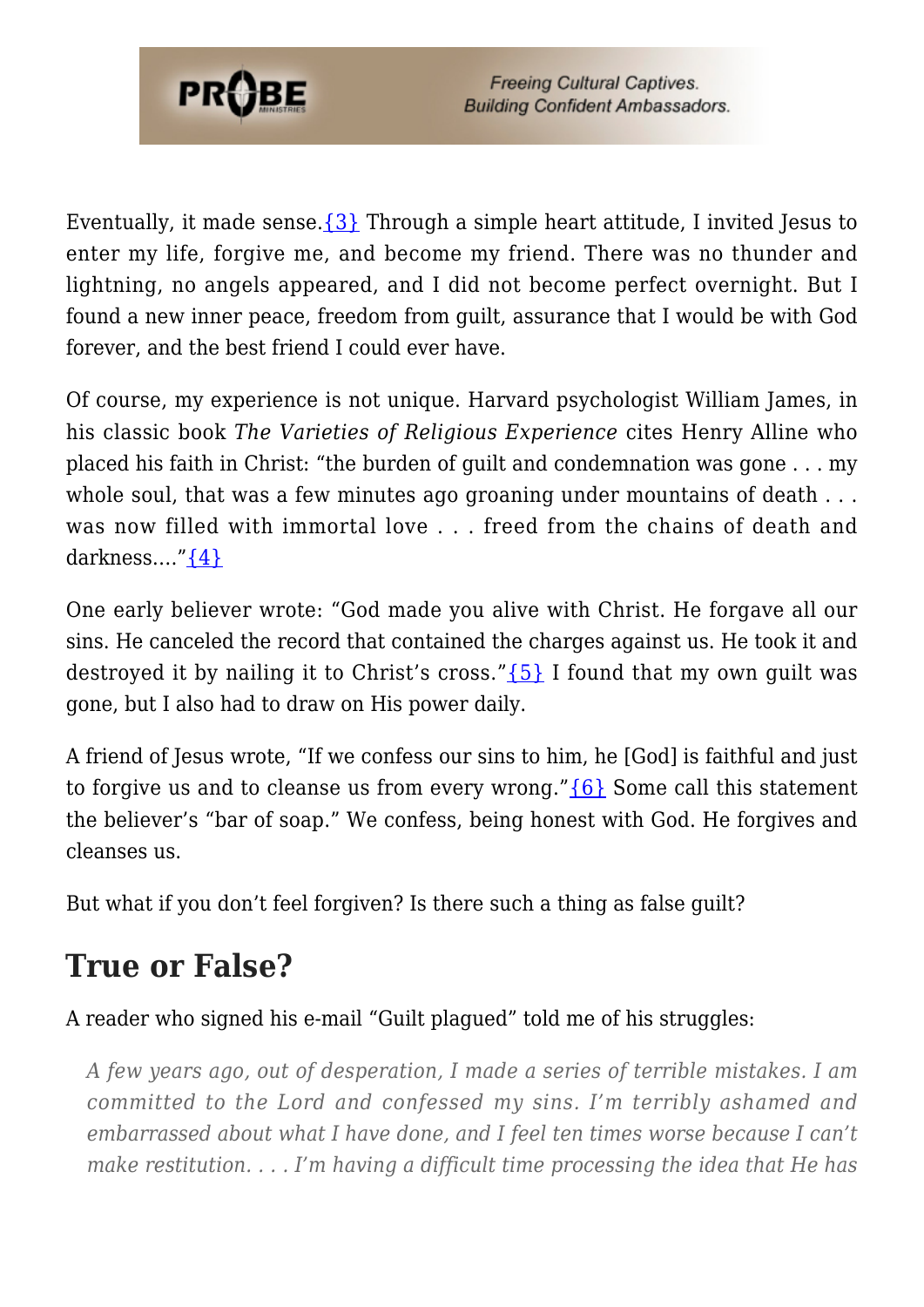Eventually, it made sense.{3} Through a simple heart attitude, I invited Jesus to enter my life, forgive me, and become my friend. There was no thunder and lightning, no angels appeared, and I did not become perfect overnight. But I found a new inner peace, freedom from guilt, assurance that I would be with God forever, and the best friend I could ever have.

Of course, my experience is not unique. Harvard psychologist William James, in his classic book *The Varieties of Religious Experience* cites Henry Alline who placed his faith in Christ: "the burden of guilt and condemnation was gone . . . my whole soul, that was a few minutes ago groaning under mountains of death . . . was now filled with immortal love . . . freed from the chains of death and darkness…."{4}

One early believer wrote: "God made you alive with Christ. He forgave all our sins. He canceled the record that contained the charges against us. He took it and destroyed it by nailing it to Christ's cross."{5} I found that my own guilt was gone, but I also had to draw on His power daily.

A friend of Jesus wrote, "If we confess our sins to him, he [God] is faithful and just to forgive us and to cleanse us from every wrong."{6} Some call this statement the believer's "bar of soap." We confess, being honest with God. He forgives and cleanses us.

But what if you don't feel forgiven? Is there such a thing as false guilt?

## True or False?

A reader who signed his e-mail "Guilt plagued" told me of his struggles:

> *A few years ago, out of desperation, I made a series of terrible mistakes. I am committed to the Lord and confessed my sins. I'm terribly ashamed and embarrassed about what I have done, and I feel ten times worse because I can't make restitution. . . . I'm having a difficult time processing the idea that He has*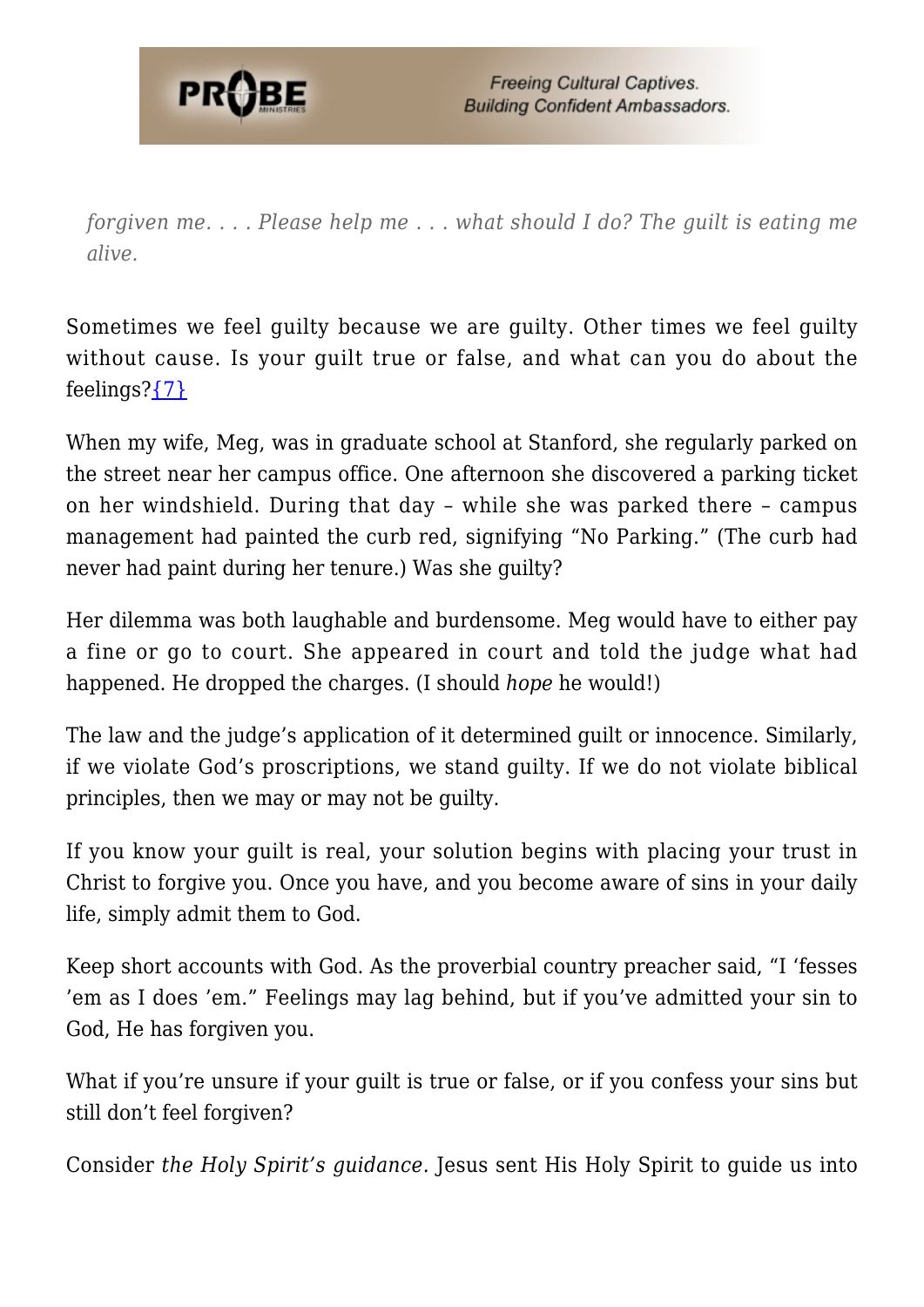*forgiven me. . . . Please help me . . . what should I do? The guilt is eating me alive.*

Sometimes we feel guilty because we are guilty. Other times we feel guilty without cause. Is your guilt true or false, and what can you do about the feelings?{7}

When my wife, Meg, was in graduate school at Stanford, she regularly parked on the street near her campus office. One afternoon she discovered a parking ticket on her windshield. During that day – while she was parked there – campus management had painted the curb red, signifying "No Parking." (The curb had never had paint during her tenure.) Was she guilty?

Her dilemma was both laughable and burdensome. Meg would have to either pay a fine or go to court. She appeared in court and told the judge what had happened. He dropped the charges. (I should *hope* he would!)

The law and the judge's application of it determined guilt or innocence. Similarly, if we violate God's proscriptions, we stand guilty. If we do not violate biblical principles, then we may or may not be guilty.

If you know your guilt is real, your solution begins with placing your trust in Christ to forgive you. Once you have, and you become aware of sins in your daily life, simply admit them to God.

Keep short accounts with God. As the proverbial country preacher said, "I 'fesses 'em as I does 'em." Feelings may lag behind, but if you've admitted your sin to God, He has forgiven you.

What if you're unsure if your guilt is true or false, or if you confess your sins but still don't feel forgiven?

Consider *the Holy Spirit's guidance*. Jesus sent His Holy Spirit to guide us into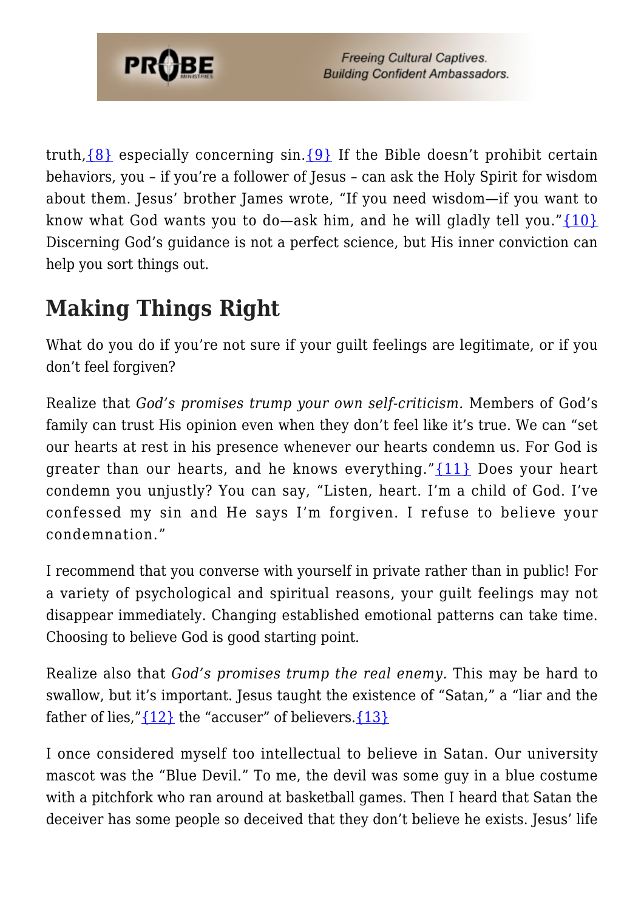truth,{8} especially concerning sin.{9} If the Bible doesn't prohibit certain behaviors, you – if you're a follower of Jesus – can ask the Holy Spirit for wisdom about them. Jesus' brother James wrote, "If you need wisdom—if you want to know what God wants you to do—ask him, and he will gladly tell you."{10} Discerning God's guidance is not a perfect science, but His inner conviction can help you sort things out.

## Making Things Right

What do you do if you're not sure if your guilt feelings are legitimate, or if you don't feel forgiven?

Realize that *God's promises trump your own self-criticism.* Members of God's family can trust His opinion even when they don't feel like it's true. We can "set our hearts at rest in his presence whenever our hearts condemn us. For God is greater than our hearts, and he knows everything."{11} Does your heart condemn you unjustly? You can say, "Listen, heart. I'm a child of God. I've confessed my sin and He says I'm forgiven. I refuse to believe your condemnation."

I recommend that you converse with yourself in private rather than in public! For a variety of psychological and spiritual reasons, your guilt feelings may not disappear immediately. Changing established emotional patterns can take time. Choosing to believe God is good starting point.

Realize also that *God's promises trump the real enemy.* This may be hard to swallow, but it's important. Jesus taught the existence of "Satan," a "liar and the father of lies,"{12} the "accuser" of believers.{13}

I once considered myself too intellectual to believe in Satan. Our university mascot was the "Blue Devil." To me, the devil was some guy in a blue costume with a pitchfork who ran around at basketball games. Then I heard that Satan the deceiver has some people so deceived that they don't believe he exists. Jesus' life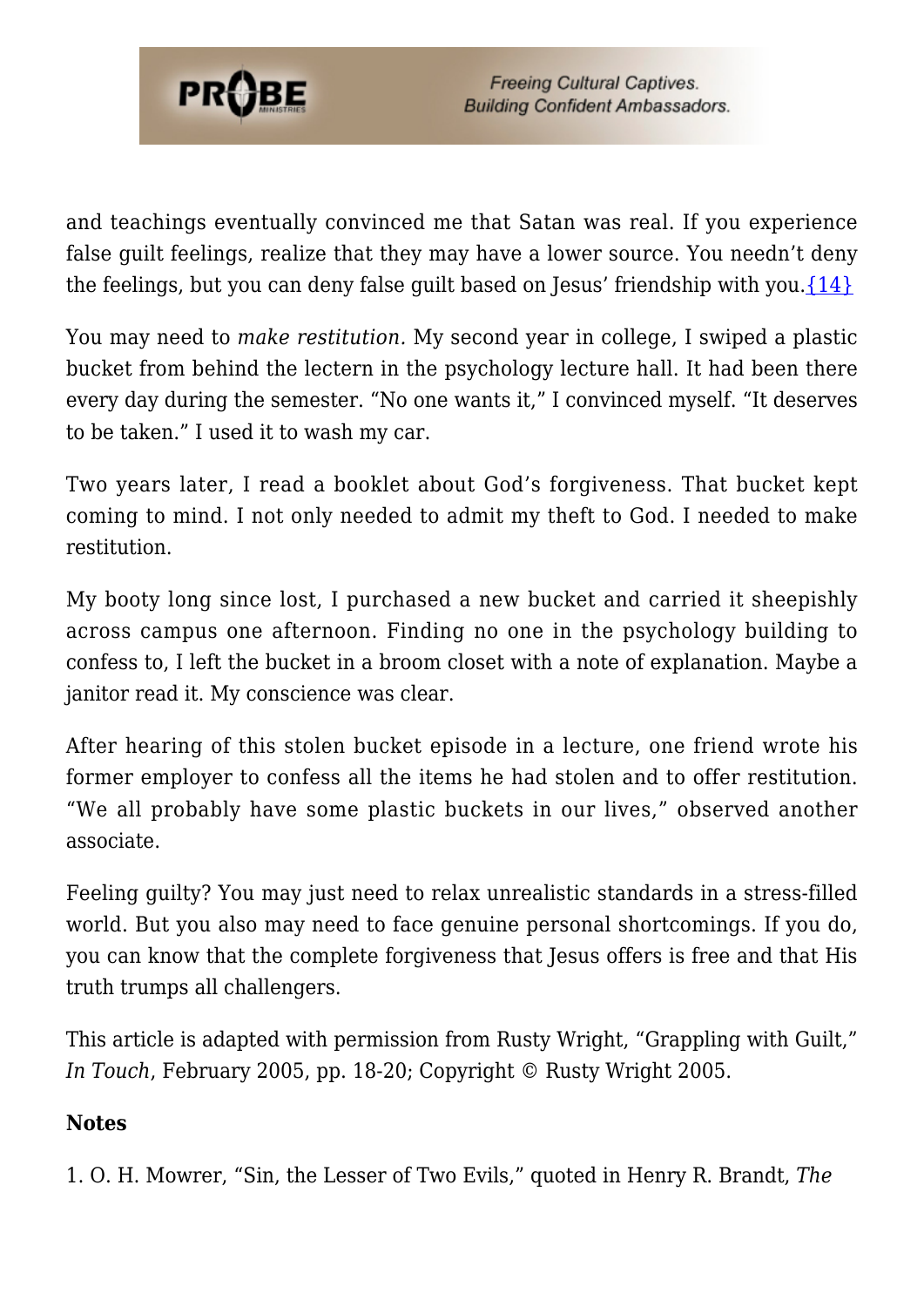and teachings eventually convinced me that Satan was real. If you experience false guilt feelings, realize that they may have a lower source. You needn't deny the feelings, but you can deny false guilt based on Jesus' friendship with you.{14}

You may need to *make restitution*. My second year in college, I swiped a plastic bucket from behind the lectern in the psychology lecture hall. It had been there every day during the semester. "No one wants it," I convinced myself. "It deserves to be taken." I used it to wash my car.

Two years later, I read a booklet about God's forgiveness. That bucket kept coming to mind. I not only needed to admit my theft to God. I needed to make restitution.

My booty long since lost, I purchased a new bucket and carried it sheepishly across campus one afternoon. Finding no one in the psychology building to confess to, I left the bucket in a broom closet with a note of explanation. Maybe a janitor read it. My conscience was clear.

After hearing of this stolen bucket episode in a lecture, one friend wrote his former employer to confess all the items he had stolen and to offer restitution. "We all probably have some plastic buckets in our lives," observed another associate.

Feeling guilty? You may just need to relax unrealistic standards in a stress-filled world. But you also may need to face genuine personal shortcomings. If you do, you can know that the complete forgiveness that Jesus offers is free and that His truth trumps all challengers.

This article is adapted with permission from Rusty Wright, "Grappling with Guilt," *In Touch*, February 2005, pp. 18-20; Copyright © Rusty Wright 2005.

**Notes**

1. O. H. Mowrer, "Sin, the Lesser of Two Evils," quoted in Henry R. Brandt, *The*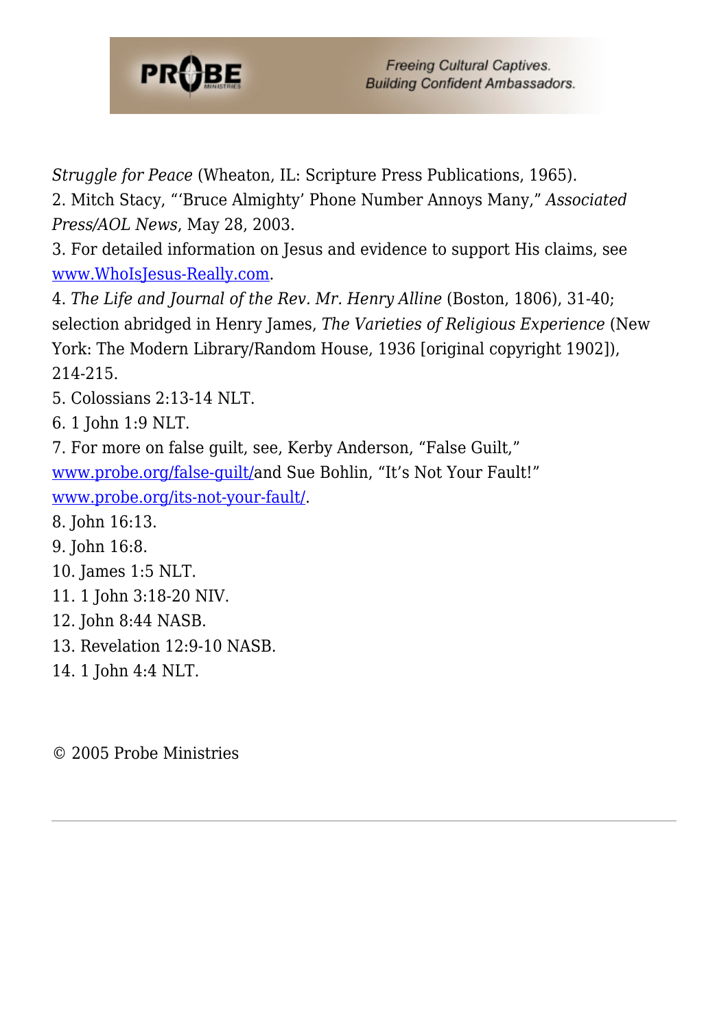*Struggle for Peace* (Wheaton, IL: Scripture Press Publications, 1965).
2. Mitch Stacy, "'Bruce Almighty' Phone Number Annoys Many," *Associated Press/AOL News*, May 28, 2003.
3. For detailed information on Jesus and evidence to support His claims, see [www.WhoIsJesus-Really.com](www.WhoIsJesus-Really.com).
4. *The Life and Journal of the Rev. Mr. Henry Alline* (Boston, 1806), 31-40; selection abridged in Henry James, *The Varieties of Religious Experience* (New York: The Modern Library/Random House, 1936 [original copyright 1902]), 214-215.
5. Colossians 2:13-14 NLT.
6. 1 John 1:9 NLT.
7. For more on false guilt, see, Kerby Anderson, "False Guilt," [www.probe.org/false-guilt/](www.probe.org/false-guilt/)and Sue Bohlin, "It's Not Your Fault!" [www.probe.org/its-not-your-fault/](www.probe.org/its-not-your-fault/).
8. John 16:13.
9. John 16:8.
10. James 1:5 NLT.
11. 1 John 3:18-20 NIV.
12. John 8:44 NASB.
13. Revelation 12:9-10 NASB.
14. 1 John 4:4 NLT.

© 2005 Probe Ministries

---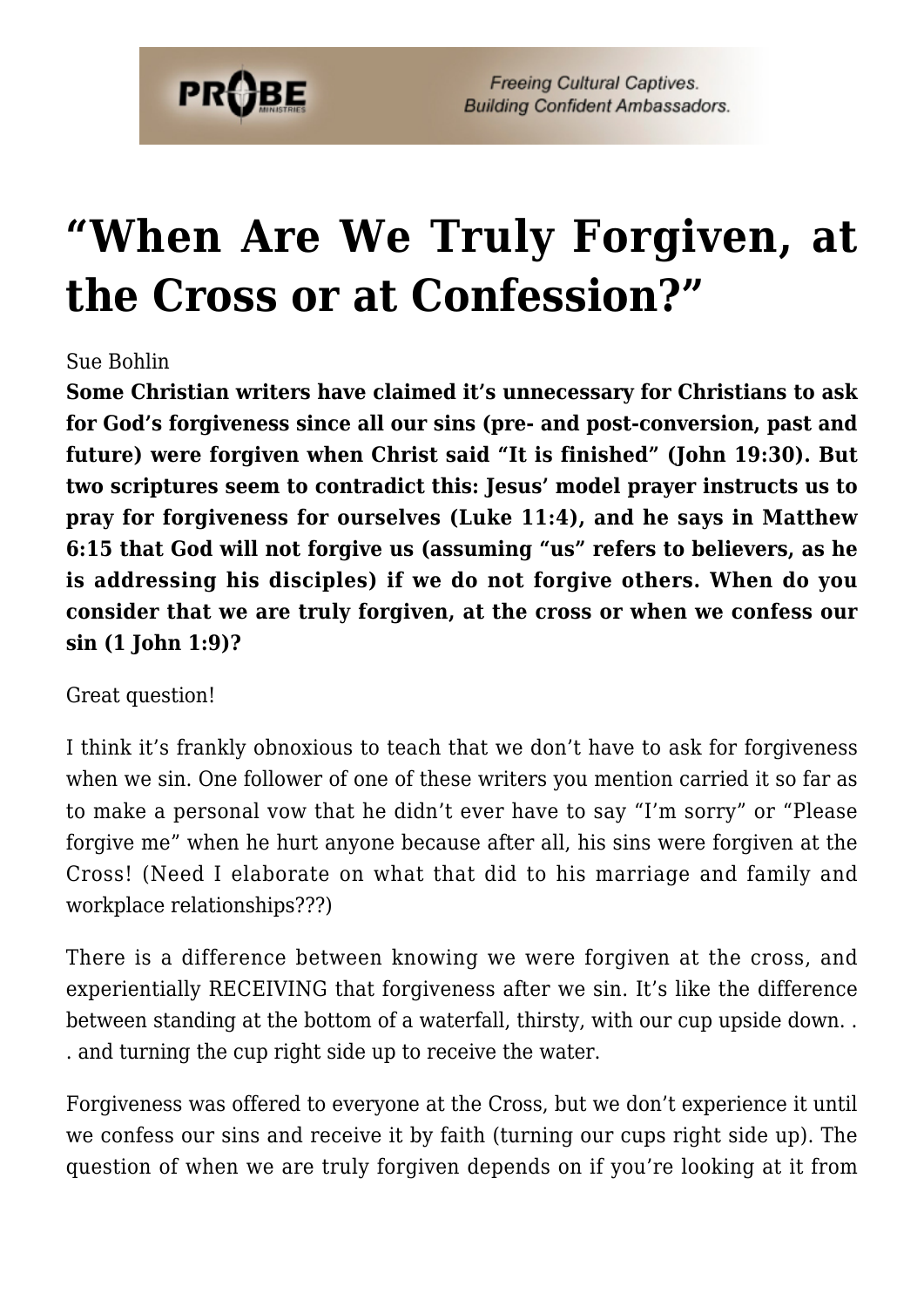# "When Are We Truly Forgiven, at the Cross or at Confession?"

Sue Bohlin

**Some Christian writers have claimed it's unnecessary for Christians to ask for God's forgiveness since all our sins (pre- and post-conversion, past and future) were forgiven when Christ said "It is finished" (John 19:30). But two scriptures seem to contradict this: Jesus' model prayer instructs us to pray for forgiveness for ourselves (Luke 11:4), and he says in Matthew 6:15 that God will not forgive us (assuming "us" refers to believers, as he is addressing his disciples) if we do not forgive others. When do you consider that we are truly forgiven, at the cross or when we confess our sin (1 John 1:9)?**

Great question!

I think it's frankly obnoxious to teach that we don't have to ask for forgiveness when we sin. One follower of one of these writers you mention carried it so far as to make a personal vow that he didn't ever have to say "I'm sorry" or "Please forgive me" when he hurt anyone because after all, his sins were forgiven at the Cross! (Need I elaborate on what that did to his marriage and family and workplace relationships???)

There is a difference between knowing we were forgiven at the cross, and experientially RECEIVING that forgiveness after we sin. It's like the difference between standing at the bottom of a waterfall, thirsty, with our cup upside down. . . and turning the cup right side up to receive the water.

Forgiveness was offered to everyone at the Cross, but we don't experience it until we confess our sins and receive it by faith (turning our cups right side up). The question of when we are truly forgiven depends on if you're looking at it from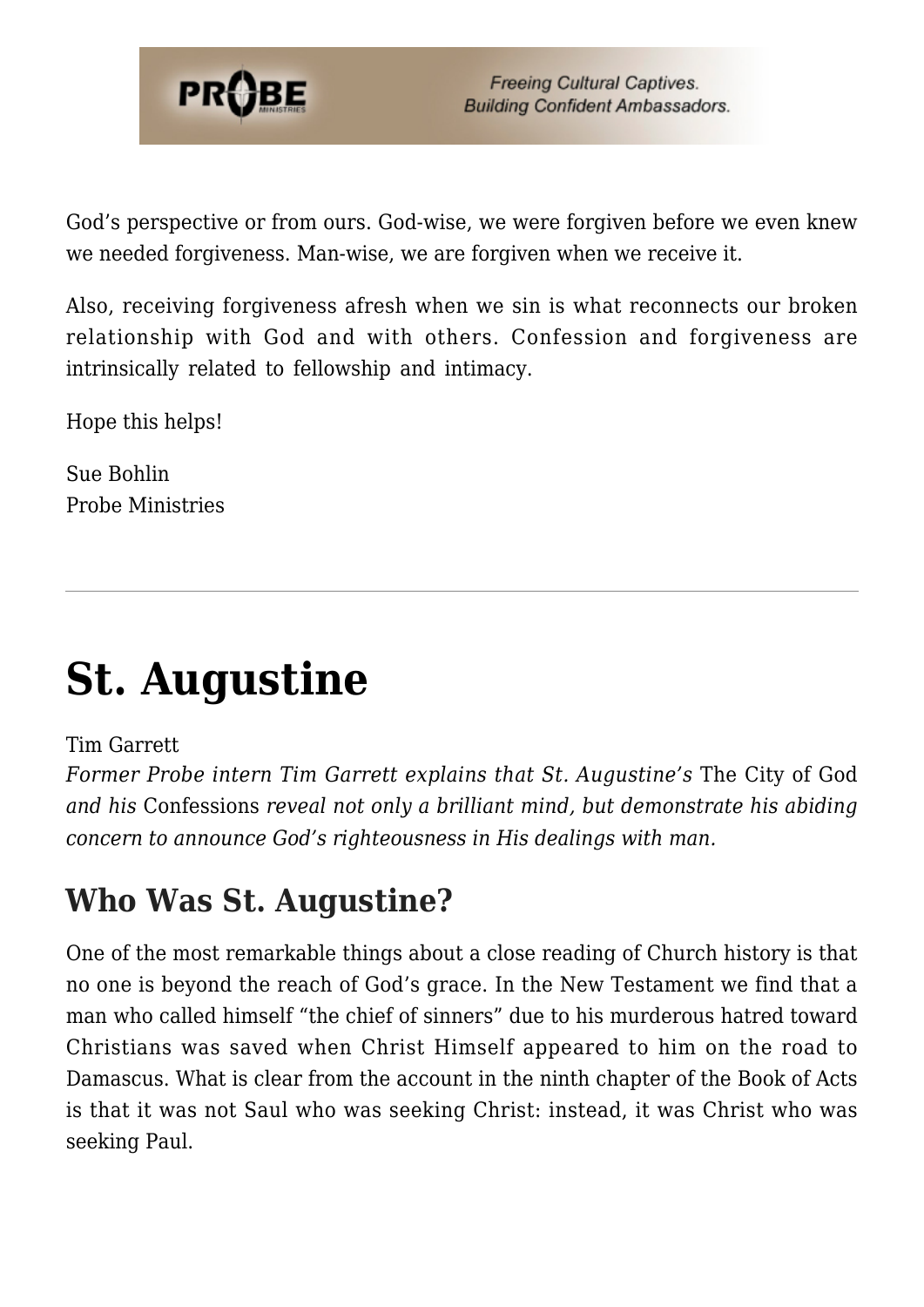God's perspective or from ours. God-wise, we were forgiven before we even knew we needed forgiveness. Man-wise, we are forgiven when we receive it.

Also, receiving forgiveness afresh when we sin is what reconnects our broken relationship with God and with others. Confession and forgiveness are intrinsically related to fellowship and intimacy.

Hope this helps!

Sue Bohlin
Probe Ministries

---

# St. Augustine

Tim Garrett
*Former Probe intern Tim Garrett explains that St. Augustine's* The City of God *and his* Confessions *reveal not only a brilliant mind, but demonstrate his abiding concern to announce God's righteousness in His dealings with man.*

## Who Was St. Augustine?

One of the most remarkable things about a close reading of Church history is that no one is beyond the reach of God's grace. In the New Testament we find that a man who called himself "the chief of sinners" due to his murderous hatred toward Christians was saved when Christ Himself appeared to him on the road to Damascus. What is clear from the account in the ninth chapter of the Book of Acts is that it was not Saul who was seeking Christ: instead, it was Christ who was seeking Paul.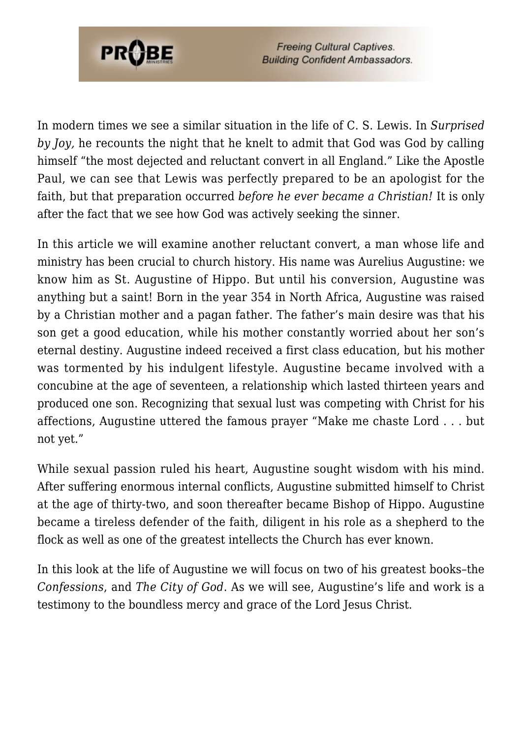In modern times we see a similar situation in the life of C. S. Lewis. In *Surprised by Joy,* he recounts the night that he knelt to admit that God was God by calling himself "the most dejected and reluctant convert in all England." Like the Apostle Paul, we can see that Lewis was perfectly prepared to be an apologist for the faith, but that preparation occurred *before he ever became a Christian!* It is only after the fact that we see how God was actively seeking the sinner.

In this article we will examine another reluctant convert, a man whose life and ministry has been crucial to church history. His name was Aurelius Augustine: we know him as St. Augustine of Hippo. But until his conversion, Augustine was anything but a saint! Born in the year 354 in North Africa, Augustine was raised by a Christian mother and a pagan father. The father's main desire was that his son get a good education, while his mother constantly worried about her son's eternal destiny. Augustine indeed received a first class education, but his mother was tormented by his indulgent lifestyle. Augustine became involved with a concubine at the age of seventeen, a relationship which lasted thirteen years and produced one son. Recognizing that sexual lust was competing with Christ for his affections, Augustine uttered the famous prayer "Make me chaste Lord . . . but not yet."

While sexual passion ruled his heart, Augustine sought wisdom with his mind. After suffering enormous internal conflicts, Augustine submitted himself to Christ at the age of thirty-two, and soon thereafter became Bishop of Hippo. Augustine became a tireless defender of the faith, diligent in his role as a shepherd to the flock as well as one of the greatest intellects the Church has ever known.

In this look at the life of Augustine we will focus on two of his greatest books–the *Confessions*, and *The City of God*. As we will see, Augustine's life and work is a testimony to the boundless mercy and grace of the Lord Jesus Christ.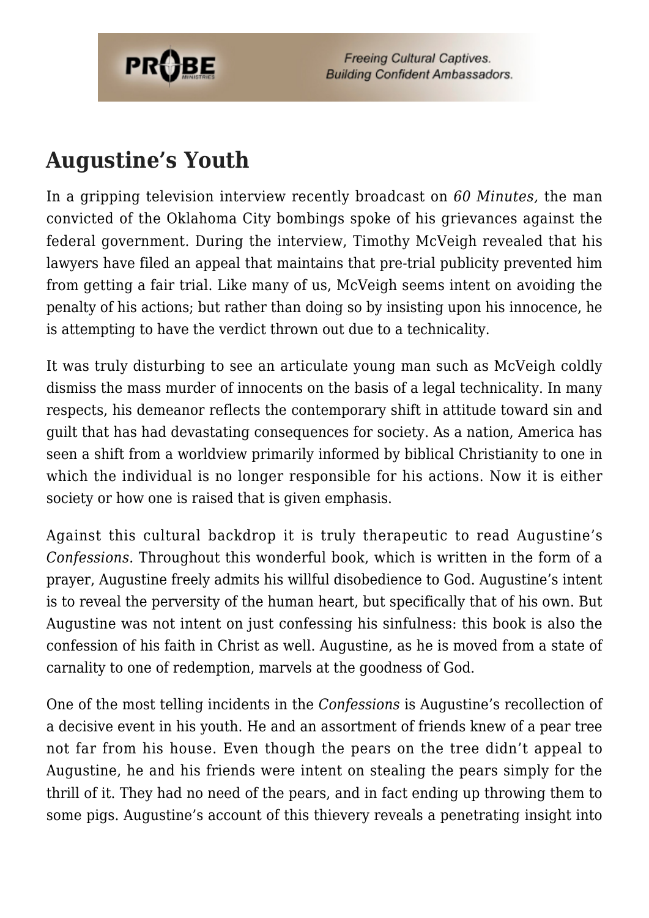## Augustine's Youth

In a gripping television interview recently broadcast on *60 Minutes,* the man convicted of the Oklahoma City bombings spoke of his grievances against the federal government. During the interview, Timothy McVeigh revealed that his lawyers have filed an appeal that maintains that pre-trial publicity prevented him from getting a fair trial. Like many of us, McVeigh seems intent on avoiding the penalty of his actions; but rather than doing so by insisting upon his innocence, he is attempting to have the verdict thrown out due to a technicality.

It was truly disturbing to see an articulate young man such as McVeigh coldly dismiss the mass murder of innocents on the basis of a legal technicality. In many respects, his demeanor reflects the contemporary shift in attitude toward sin and guilt that has had devastating consequences for society. As a nation, America has seen a shift from a worldview primarily informed by biblical Christianity to one in which the individual is no longer responsible for his actions. Now it is either society or how one is raised that is given emphasis.

Against this cultural backdrop it is truly therapeutic to read Augustine's *Confessions.* Throughout this wonderful book, which is written in the form of a prayer, Augustine freely admits his willful disobedience to God. Augustine's intent is to reveal the perversity of the human heart, but specifically that of his own. But Augustine was not intent on just confessing his sinfulness: this book is also the confession of his faith in Christ as well. Augustine, as he is moved from a state of carnality to one of redemption, marvels at the goodness of God.

One of the most telling incidents in the *Confessions* is Augustine's recollection of a decisive event in his youth. He and an assortment of friends knew of a pear tree not far from his house. Even though the pears on the tree didn't appeal to Augustine, he and his friends were intent on stealing the pears simply for the thrill of it. They had no need of the pears, and in fact ending up throwing them to some pigs. Augustine's account of this thievery reveals a penetrating insight into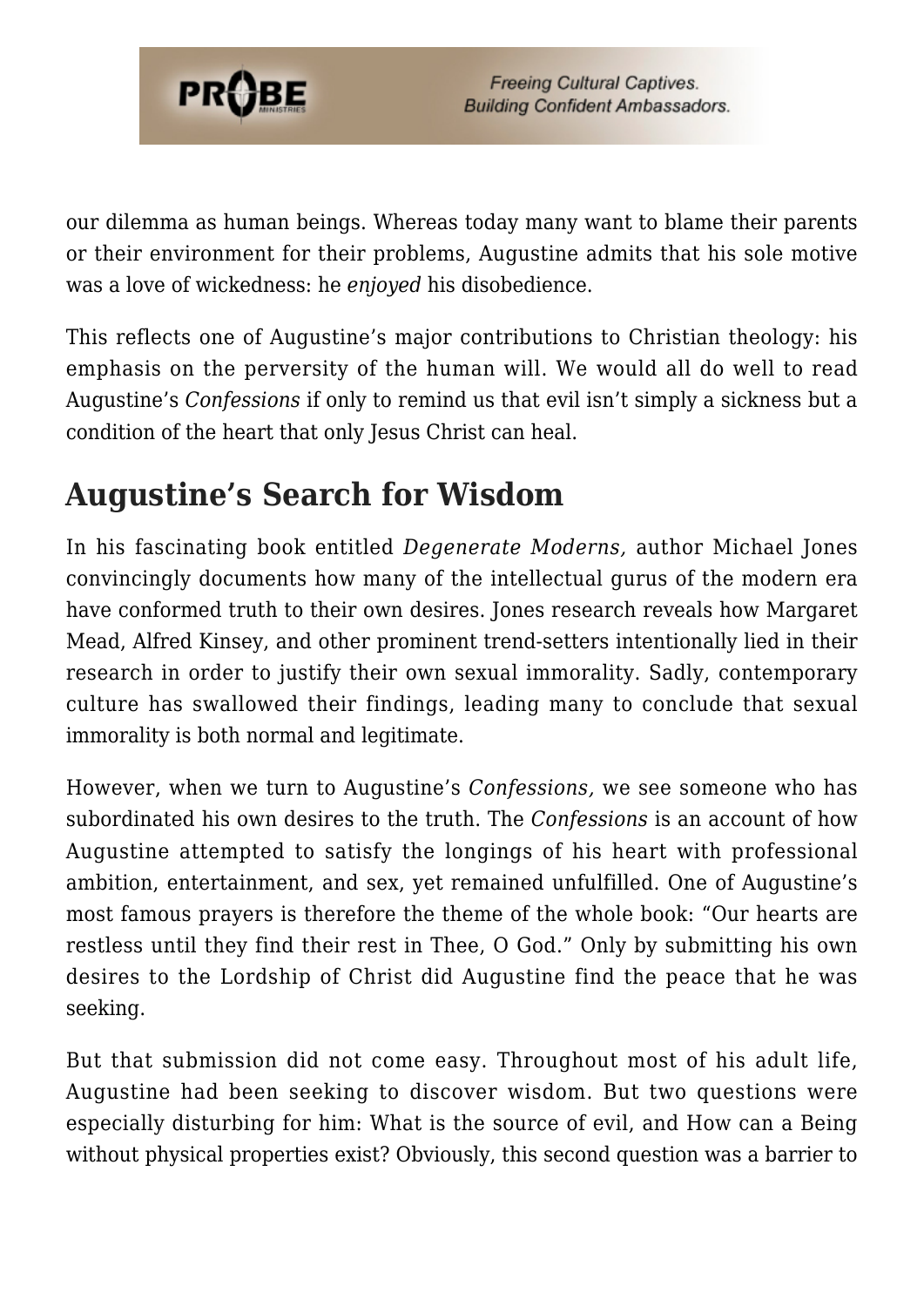our dilemma as human beings. Whereas today many want to blame their parents or their environment for their problems, Augustine admits that his sole motive was a love of wickedness: he *enjoyed* his disobedience.

This reflects one of Augustine's major contributions to Christian theology: his emphasis on the perversity of the human will. We would all do well to read Augustine's *Confessions* if only to remind us that evil isn't simply a sickness but a condition of the heart that only Jesus Christ can heal.

## Augustine's Search for Wisdom

In his fascinating book entitled *Degenerate Moderns,* author Michael Jones convincingly documents how many of the intellectual gurus of the modern era have conformed truth to their own desires. Jones research reveals how Margaret Mead, Alfred Kinsey, and other prominent trend-setters intentionally lied in their research in order to justify their own sexual immorality. Sadly, contemporary culture has swallowed their findings, leading many to conclude that sexual immorality is both normal and legitimate.

However, when we turn to Augustine's *Confessions,* we see someone who has subordinated his own desires to the truth. The *Confessions* is an account of how Augustine attempted to satisfy the longings of his heart with professional ambition, entertainment, and sex, yet remained unfulfilled. One of Augustine's most famous prayers is therefore the theme of the whole book: "Our hearts are restless until they find their rest in Thee, O God." Only by submitting his own desires to the Lordship of Christ did Augustine find the peace that he was seeking.

But that submission did not come easy. Throughout most of his adult life, Augustine had been seeking to discover wisdom. But two questions were especially disturbing for him: What is the source of evil, and How can a Being without physical properties exist? Obviously, this second question was a barrier to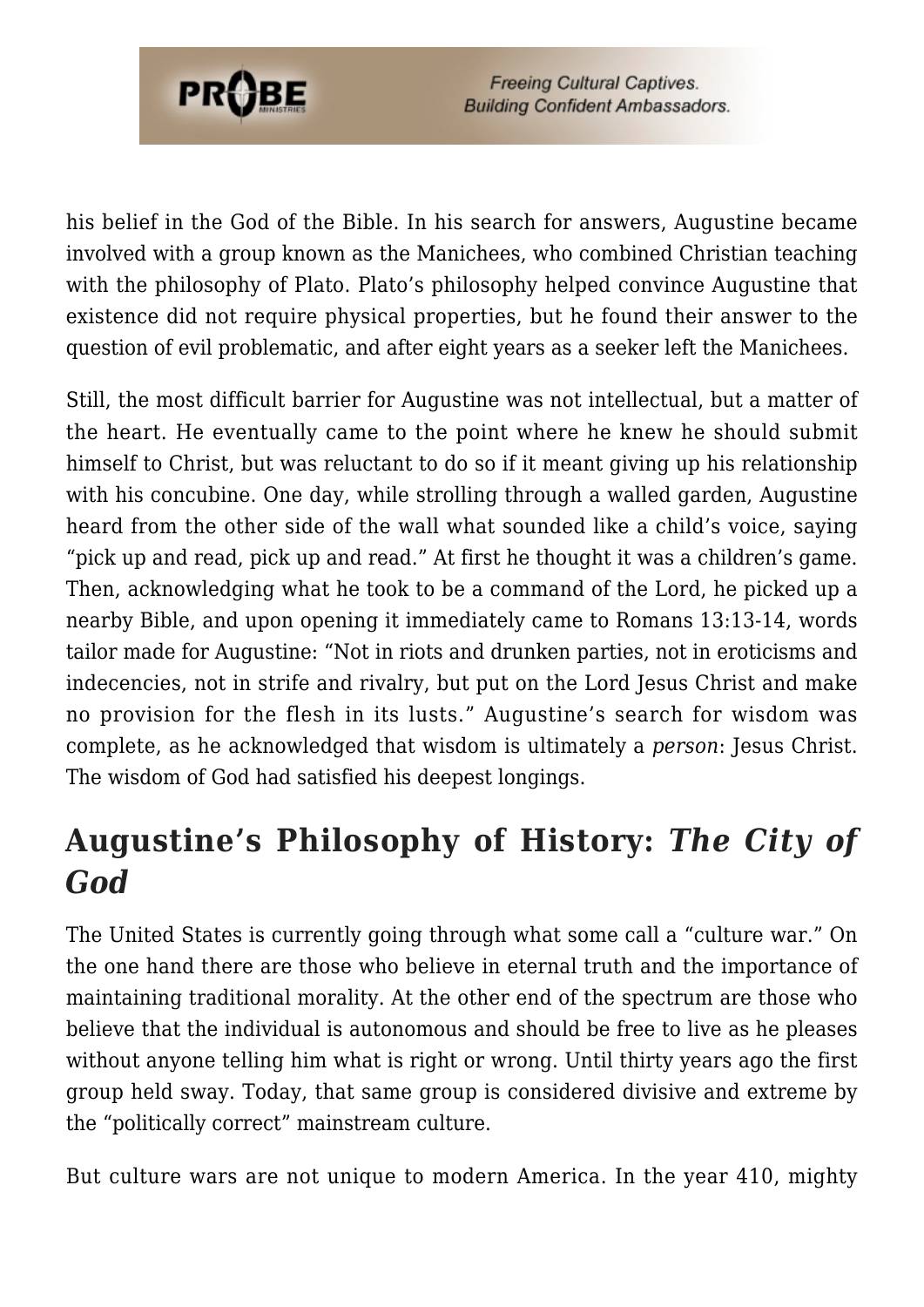his belief in the God of the Bible. In his search for answers, Augustine became involved with a group known as the Manichees, who combined Christian teaching with the philosophy of Plato. Plato's philosophy helped convince Augustine that existence did not require physical properties, but he found their answer to the question of evil problematic, and after eight years as a seeker left the Manichees.

Still, the most difficult barrier for Augustine was not intellectual, but a matter of the heart. He eventually came to the point where he knew he should submit himself to Christ, but was reluctant to do so if it meant giving up his relationship with his concubine. One day, while strolling through a walled garden, Augustine heard from the other side of the wall what sounded like a child's voice, saying "pick up and read, pick up and read." At first he thought it was a children's game. Then, acknowledging what he took to be a command of the Lord, he picked up a nearby Bible, and upon opening it immediately came to Romans 13:13-14, words tailor made for Augustine: "Not in riots and drunken parties, not in eroticisms and indecencies, not in strife and rivalry, but put on the Lord Jesus Christ and make no provision for the flesh in its lusts." Augustine's search for wisdom was complete, as he acknowledged that wisdom is ultimately a *person*: Jesus Christ. The wisdom of God had satisfied his deepest longings.

## Augustine's Philosophy of History: *The City of God*

The United States is currently going through what some call a "culture war." On the one hand there are those who believe in eternal truth and the importance of maintaining traditional morality. At the other end of the spectrum are those who believe that the individual is autonomous and should be free to live as he pleases without anyone telling him what is right or wrong. Until thirty years ago the first group held sway. Today, that same group is considered divisive and extreme by the "politically correct" mainstream culture.

But culture wars are not unique to modern America. In the year 410, mighty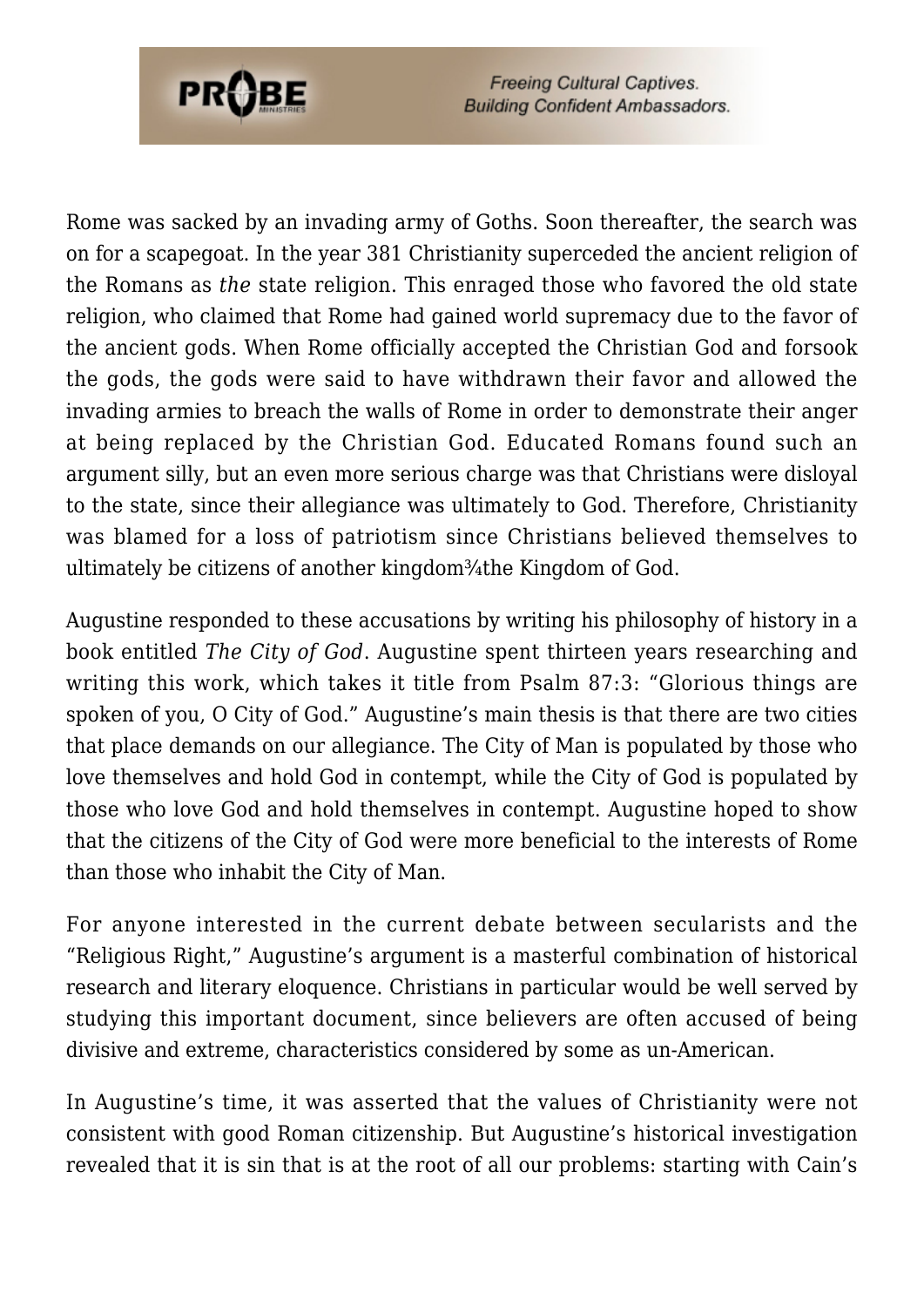Rome was sacked by an invading army of Goths. Soon thereafter, the search was on for a scapegoat. In the year 381 Christianity superceded the ancient religion of the Romans as *the* state religion. This enraged those who favored the old state religion, who claimed that Rome had gained world supremacy due to the favor of the ancient gods. When Rome officially accepted the Christian God and forsook the gods, the gods were said to have withdrawn their favor and allowed the invading armies to breach the walls of Rome in order to demonstrate their anger at being replaced by the Christian God. Educated Romans found such an argument silly, but an even more serious charge was that Christians were disloyal to the state, since their allegiance was ultimately to God. Therefore, Christianity was blamed for a loss of patriotism since Christians believed themselves to ultimately be citizens of another kingdom¾the Kingdom of God.

Augustine responded to these accusations by writing his philosophy of history in a book entitled *The City of God*. Augustine spent thirteen years researching and writing this work, which takes it title from Psalm 87:3: "Glorious things are spoken of you, O City of God." Augustine's main thesis is that there are two cities that place demands on our allegiance. The City of Man is populated by those who love themselves and hold God in contempt, while the City of God is populated by those who love God and hold themselves in contempt. Augustine hoped to show that the citizens of the City of God were more beneficial to the interests of Rome than those who inhabit the City of Man.

For anyone interested in the current debate between secularists and the "Religious Right," Augustine's argument is a masterful combination of historical research and literary eloquence. Christians in particular would be well served by studying this important document, since believers are often accused of being divisive and extreme, characteristics considered by some as un-American.

In Augustine's time, it was asserted that the values of Christianity were not consistent with good Roman citizenship. But Augustine's historical investigation revealed that it is sin that is at the root of all our problems: starting with Cain's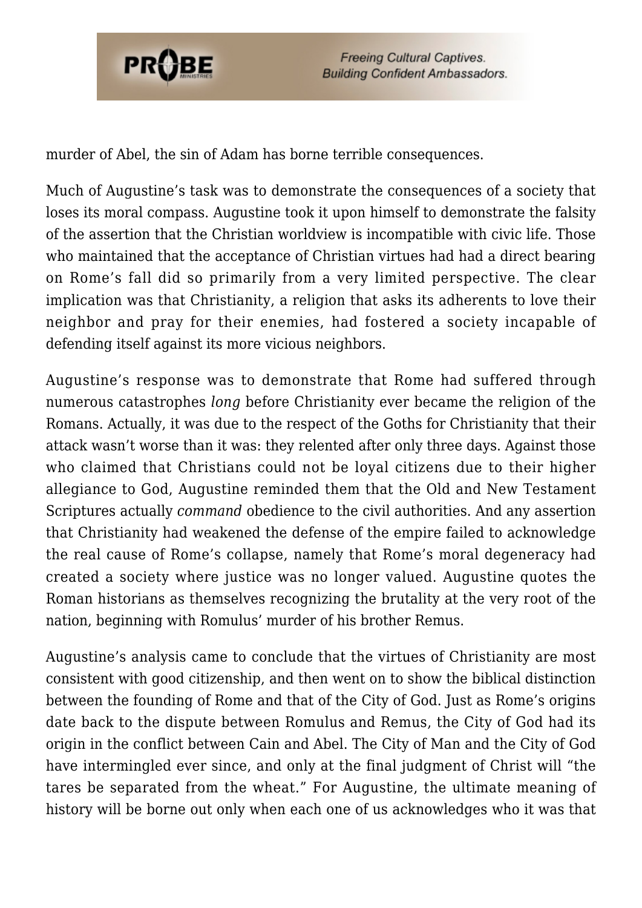murder of Abel, the sin of Adam has borne terrible consequences.

Much of Augustine's task was to demonstrate the consequences of a society that loses its moral compass. Augustine took it upon himself to demonstrate the falsity of the assertion that the Christian worldview is incompatible with civic life. Those who maintained that the acceptance of Christian virtues had had a direct bearing on Rome's fall did so primarily from a very limited perspective. The clear implication was that Christianity, a religion that asks its adherents to love their neighbor and pray for their enemies, had fostered a society incapable of defending itself against its more vicious neighbors.

Augustine's response was to demonstrate that Rome had suffered through numerous catastrophes *long* before Christianity ever became the religion of the Romans. Actually, it was due to the respect of the Goths for Christianity that their attack wasn't worse than it was: they relented after only three days. Against those who claimed that Christians could not be loyal citizens due to their higher allegiance to God, Augustine reminded them that the Old and New Testament Scriptures actually *command* obedience to the civil authorities. And any assertion that Christianity had weakened the defense of the empire failed to acknowledge the real cause of Rome's collapse, namely that Rome's moral degeneracy had created a society where justice was no longer valued. Augustine quotes the Roman historians as themselves recognizing the brutality at the very root of the nation, beginning with Romulus' murder of his brother Remus.

Augustine's analysis came to conclude that the virtues of Christianity are most consistent with good citizenship, and then went on to show the biblical distinction between the founding of Rome and that of the City of God. Just as Rome's origins date back to the dispute between Romulus and Remus, the City of God had its origin in the conflict between Cain and Abel. The City of Man and the City of God have intermingled ever since, and only at the final judgment of Christ will "the tares be separated from the wheat." For Augustine, the ultimate meaning of history will be borne out only when each one of us acknowledges who it was that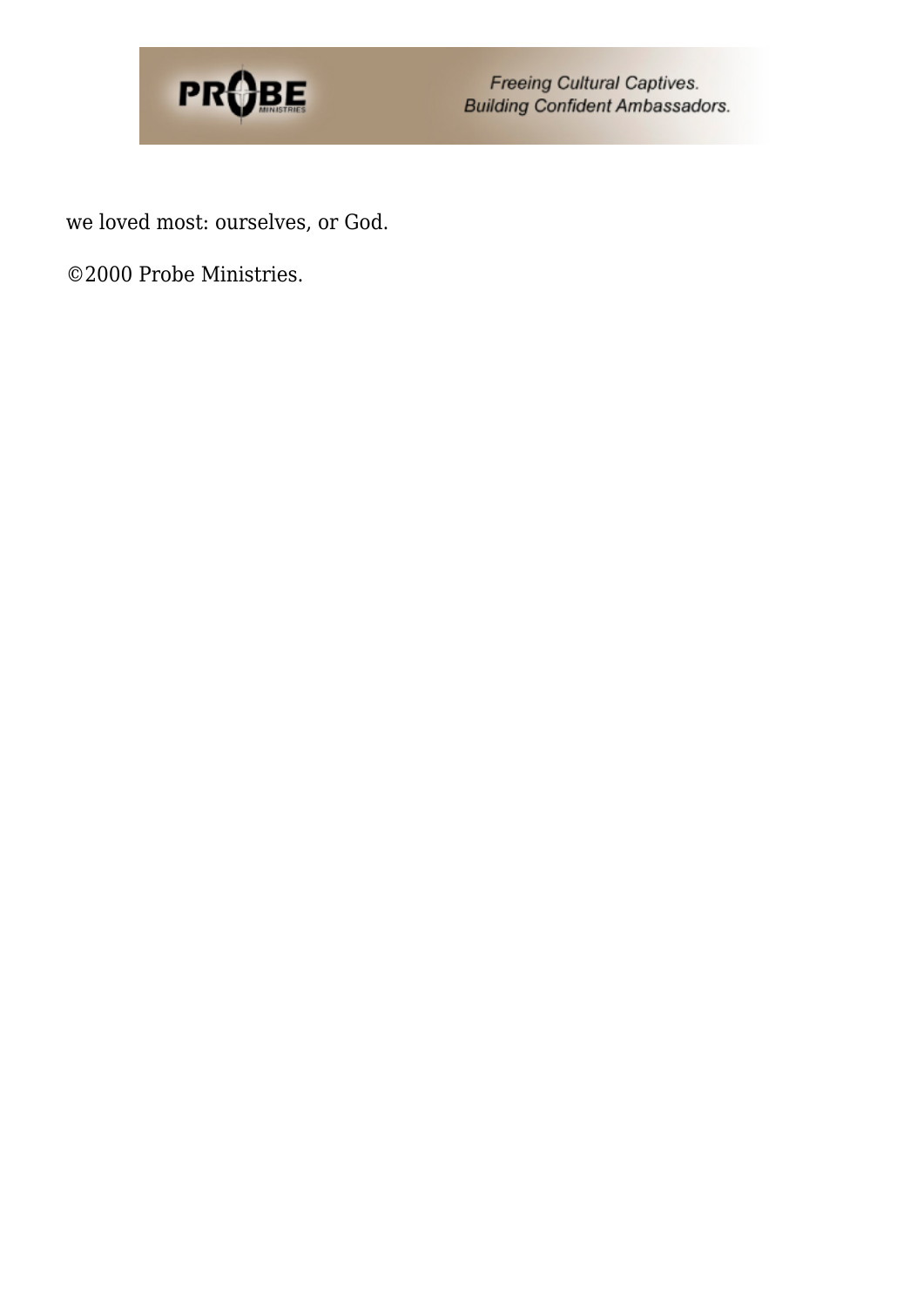we loved most: ourselves, or God.

©2000 Probe Ministries.